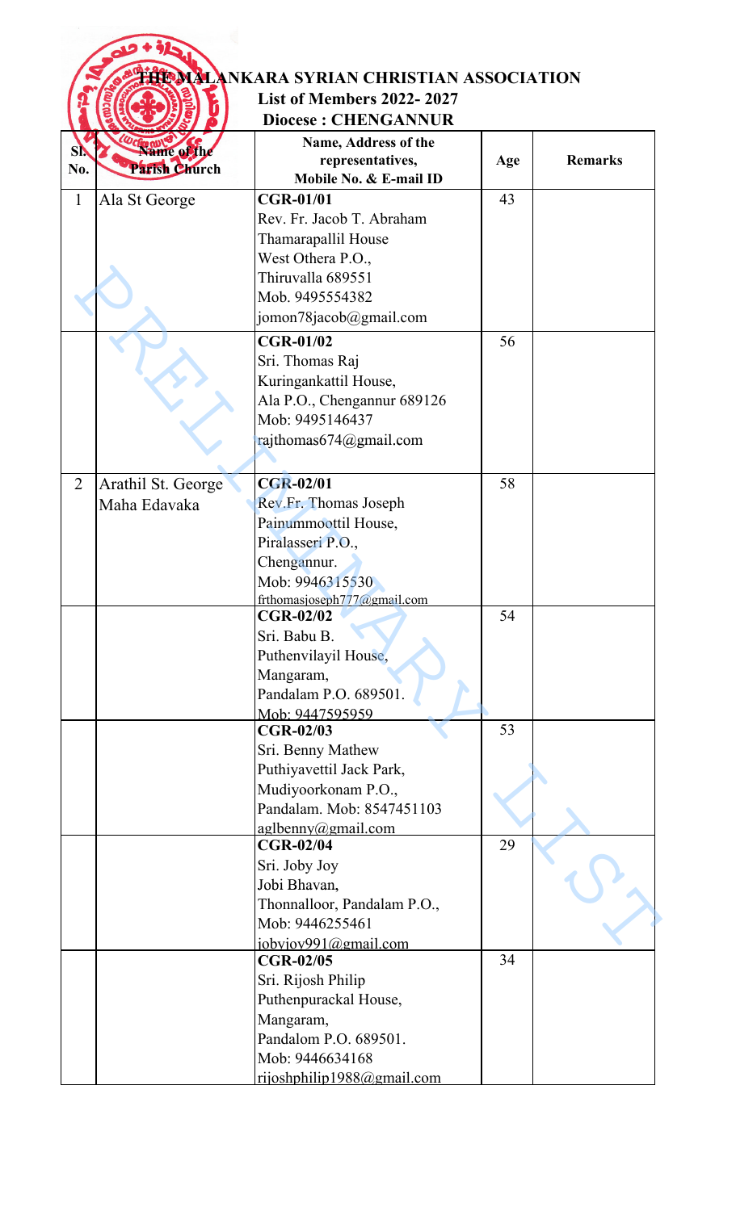# THE MALANKARA SYRIAN CHRISTIAN ASSOCIATION

## List of Members 2022- 2027

### Diocese : CHENGANNUR

| Sl. No. | Name of the Parish Church | Name, Address of the representatives, Mobile No. & E-mail ID | Age | Remarks |
|---|---|---|---|---|
| 1 | Ala St George | **CGR-01/01**<br>Rev. Fr. Jacob T. Abraham<br>Thamarapallil House<br>West Othera P.O.,<br>Thiruvalla 689551<br>Mob. 9495554382<br>jomon78jacob@gmail.com | 43 | |
| | | **CGR-01/02**<br>Sri. Thomas Raj<br>Kuringankattil House,<br>Ala P.O., Chengannur 689126<br>Mob: 9495146437<br>rajthomas674@gmail.com | 56 | |
| 2 | Arathil St. George Maha Edavaka | **CGR-02/01**<br>Rev.Fr. Thomas Joseph<br>Painummoottil House,<br>Piralasseri P.O.,<br>Chengannur.<br>Mob: 9946315530<br>frthomasjoseph777@gmail.com | 58 | |
| | | **CGR-02/02**<br>Sri. Babu B.<br>Puthenvilayil House,<br>Mangaram,<br>Pandalam P.O. 689501.<br>Mob: 9447595959 | 54 | |
| | | **CGR-02/03**<br>Sri. Benny Mathew<br>Puthiyavettil Jack Park,<br>Mudiyoorkonam P.O.,<br>Pandalam. Mob: 8547451103<br>aglbenny@gmail.com | 53 | |
| | | **CGR-02/04**<br>Sri. Joby Joy<br>Jobi Bhavan,<br>Thonnalloor, Pandalam P.O.,<br>Mob: 9446255461<br>jobyjoy991@gmail.com | 29 | |
| | | **CGR-02/05**<br>Sri. Rijosh Philip<br>Puthenpurackal House,<br>Mangaram,<br>Pandalom P.O. 689501.<br>Mob: 9446634168<br>rijoshphilip1988@gmail.com | 34 | |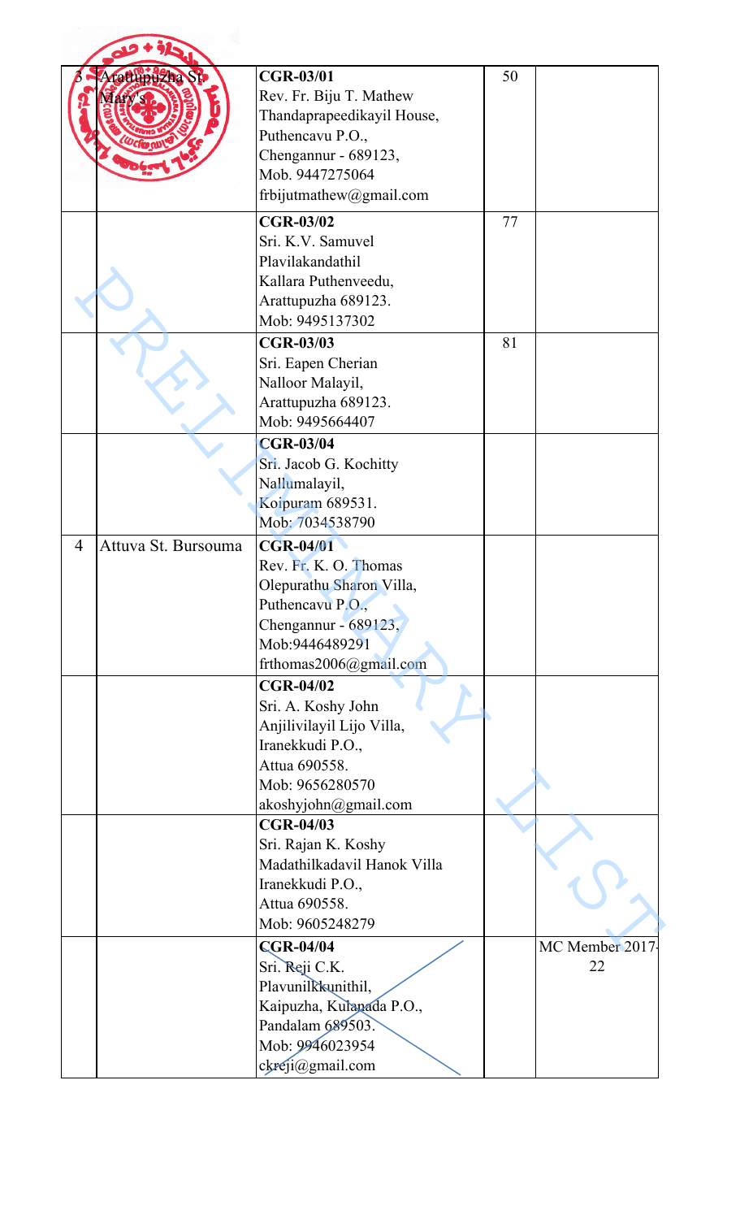| 3 | Arattupuzha St. Mary's | **CGR-03/01**<br>Rev. Fr. Biju T. Mathew<br>Thandaprapeedikayil House,<br>Puthencavu P.O.,<br>Chengannur - 689123,<br>Mob. 9447275064<br>frbijutmathew@gmail.com | 50 | |
|---|---|---|---|---|
| | | **CGR-03/02**<br>Sri. K.V. Samuvel<br>Plavilakandathil<br>Kallara Puthenveedu,<br>Arattupuzha 689123.<br>Mob: 9495137302 | 77 | |
| | | **CGR-03/03**<br>Sri. Eapen Cherian<br>Nalloor Malayil,<br>Arattupuzha 689123.<br>Mob: 9495664407 | 81 | |
| | | **CGR-03/04**<br>Sri. Jacob G. Kochitty<br>Nallumalayil,<br>Koipuram 689531.<br>Mob: 7034538790 | | |
| 4 | Attuva St. Bursouma | **CGR-04/01**<br>Rev. Fr. K. O. Thomas<br>Olepurathu Sharon Villa,<br>Puthencavu P.O.,<br>Chengannur - 689123,<br>Mob:9446489291<br>frthomas2006@gmail.com | | |
| | | **CGR-04/02**<br>Sri. A. Koshy John<br>Anjilivilayil Lijo Villa,<br>Iranekkudi P.O.,<br>Attua 690558.<br>Mob: 9656280570<br>akoshyjohn@gmail.com | | |
| | | **CGR-04/03**<br>Sri. Rajan K. Koshy<br>Madathilkadavil Hanok Villa<br>Iranekkudi P.O.,<br>Attua 690558.<br>Mob: 9605248279 | | |
| | | **CGR-04/04**<br>Sri. Reji C.K.<br>Plavunilkkunithil,<br>Kaipuzha, Kulanada P.O.,<br>Pandalam 689503.<br>Mob: 9946023954<br>ckreji@gmail.com | | MC Member 2017-22 |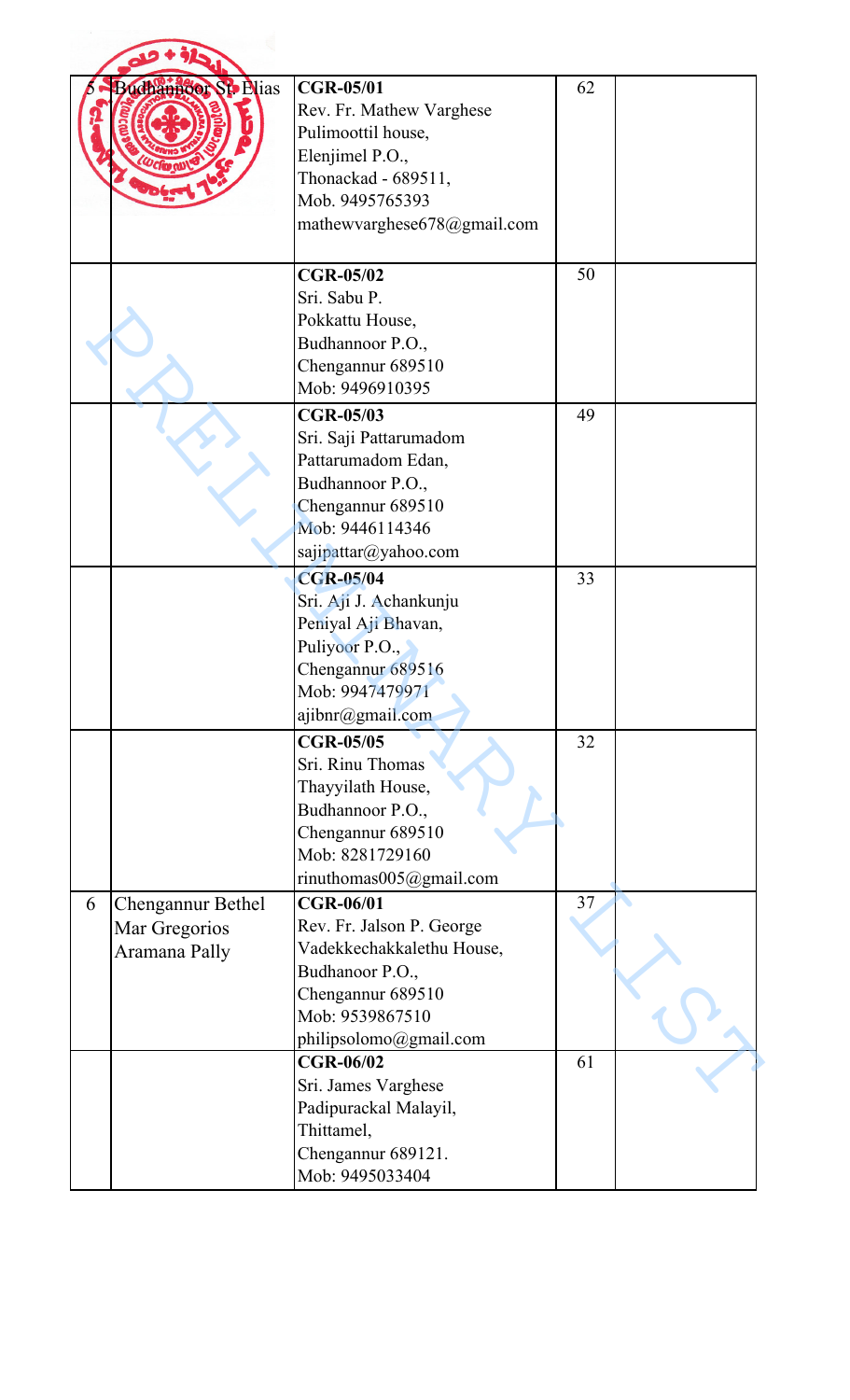| | | | | |
|---|---|---|---|---|
| 5 | Budhannoor St. Elias | **CGR-05/01**<br>Rev. Fr. Mathew Varghese<br>Pulimoottil house,<br>Elenjimel P.O.,<br>Thonackad - 689511,<br>Mob. 9495765393<br>mathewvarghese678@gmail.com | 62 | |
| | | **CGR-05/02**<br>Sri. Sabu P.<br>Pokkattu House,<br>Budhannoor P.O.,<br>Chengannur 689510<br>Mob: 9496910395 | 50 | |
| | | **CGR-05/03**<br>Sri. Saji Pattarumadom<br>Pattarumadom Edan,<br>Budhannoor P.O.,<br>Chengannur 689510<br>Mob: 9446114346<br>sajipattar@yahoo.com | 49 | |
| | | **CGR-05/04**<br>Sri. Aji J. Achankunju<br>Peniyal Aji Bhavan,<br>Puliyoor P.O.,<br>Chengannur 689516<br>Mob: 9947479971<br>ajibnr@gmail.com | 33 | |
| | | **CGR-05/05**<br>Sri. Rinu Thomas<br>Thayyilath House,<br>Budhannoor P.O.,<br>Chengannur 689510<br>Mob: 8281729160<br>rinuthomas005@gmail.com | 32 | |
| 6 | Chengannur Bethel Mar Gregorios Aramana Pally | **CGR-06/01**<br>Rev. Fr. Jalson P. George<br>Vadekkechakkalethu House,<br>Budhanoor P.O.,<br>Chengannur 689510<br>Mob: 9539867510<br>philipsolomo@gmail.com | 37 | |
| | | **CGR-06/02**<br>Sri. James Varghese<br>Padipurackal Malayil,<br>Thittamel,<br>Chengannur 689121.<br>Mob: 9495033404 | 61 | |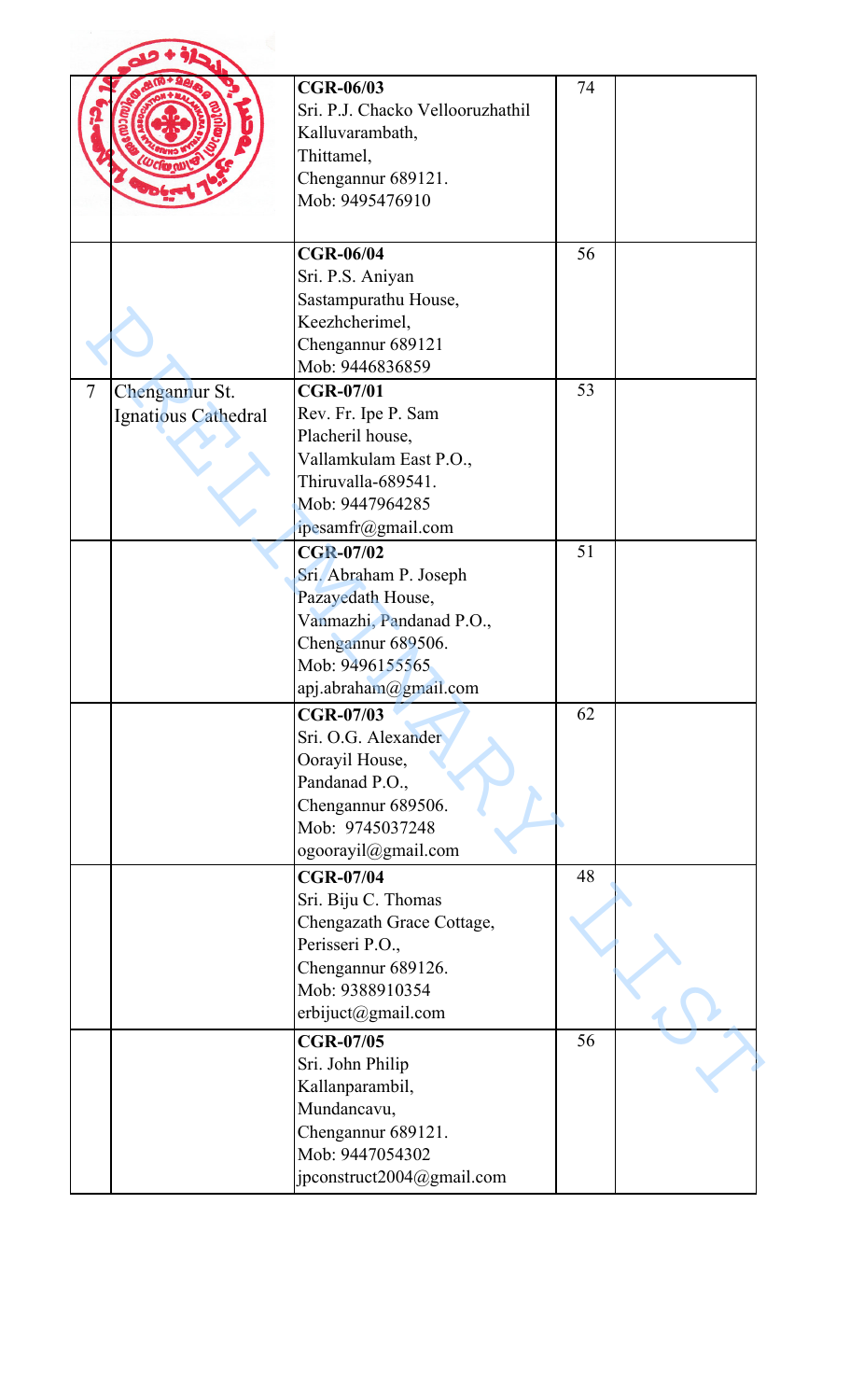| | | | | |
|---|---|---|---|---|
| | | **CGR-06/03**<br>Sri. P.J. Chacko Vellooruzhathil<br>Kalluvarambath,<br>Thittamel,<br>Chengannur 689121.<br>Mob: 9495476910 | 74 | |
| | | **CGR-06/04**<br>Sri. P.S. Aniyan<br>Sastampurathu House,<br>Keezhcherimel,<br>Chengannur 689121<br>Mob: 9446836859 | 56 | |
| 7 | Chengannur St. Ignatious Cathedral | **CGR-07/01**<br>Rev. Fr. Ipe P. Sam<br>Placheril house,<br>Vallamkulam East P.O.,<br>Thiruvalla-689541.<br>Mob: 9447964285<br>ipesamfr@gmail.com | 53 | |
| | | **CGR-07/02**<br>Sri. Abraham P. Joseph<br>Pazayedath House,<br>Vanmazhi, Pandanad P.O.,<br>Chengannur 689506.<br>Mob: 9496155565<br>apj.abraham@gmail.com | 51 | |
| | | **CGR-07/03**<br>Sri. O.G. Alexander<br>Oorayil House,<br>Pandanad P.O.,<br>Chengannur 689506.<br>Mob: 9745037248<br>ogoorayil@gmail.com | 62 | |
| | | **CGR-07/04**<br>Sri. Biju C. Thomas<br>Chengazath Grace Cottage,<br>Perisseri P.O.,<br>Chengannur 689126.<br>Mob: 9388910354<br>erbijuct@gmail.com | 48 | |
| | | **CGR-07/05**<br>Sri. John Philip<br>Kallanparambil,<br>Mundancavu,<br>Chengannur 689121.<br>Mob: 9447054302<br>jpconstruct2004@gmail.com | 56 | |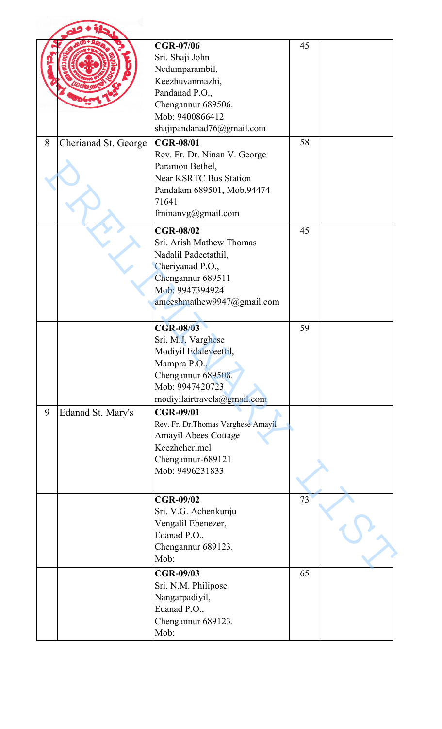| | | | | |
|---|---|---|---|---|
| | | **CGR-07/06**<br>Sri. Shaji John<br>Nedumparambil,<br>Keezhuvanmazhi,<br>Pandanad P.O.,<br>Chengannur 689506.<br>Mob: 9400866412<br>shajipandanad76@gmail.com | 45 | |
| 8 | Cherianad St. George | **CGR-08/01**<br>Rev. Fr. Dr. Ninan V. George<br>Paramon Bethel,<br>Near KSRTC Bus Station<br>Pandalam 689501, Mob.94474 71641<br>frninanvg@gmail.com | 58 | |
| | | **CGR-08/02**<br>Sri. Arish Mathew Thomas<br>Nadalil Padeetathil,<br>Cheriyanad P.O.,<br>Chengannur 689511<br>Mob: 9947394924<br>ameeshmathew9947@gmail.com | 45 | |
| | | **CGR-08/03**<br>Sri. M.J. Varghese<br>Modiyil Edaleveettil,<br>Mampra P.O.,<br>Chengannur 689508.<br>Mob: 9947420723<br>modiyilairtravels@gmail.com | 59 | |
| 9 | Edanad St. Mary's | **CGR-09/01**<br>Rev. Fr. Dr.Thomas Varghese Amayil<br>Amayil Abees Cottage<br>Keezhcherimel<br>Chengannur-689121<br>Mob: 9496231833 | | |
| | | **CGR-09/02**<br>Sri. V.G. Achenkunju<br>Vengalil Ebenezer,<br>Edanad P.O.,<br>Chengannur 689123.<br>Mob: | 73 | |
| | | **CGR-09/03**<br>Sri. N.M. Philipose<br>Nangarpadiyil,<br>Edanad P.O.,<br>Chengannur 689123.<br>Mob: | 65 | |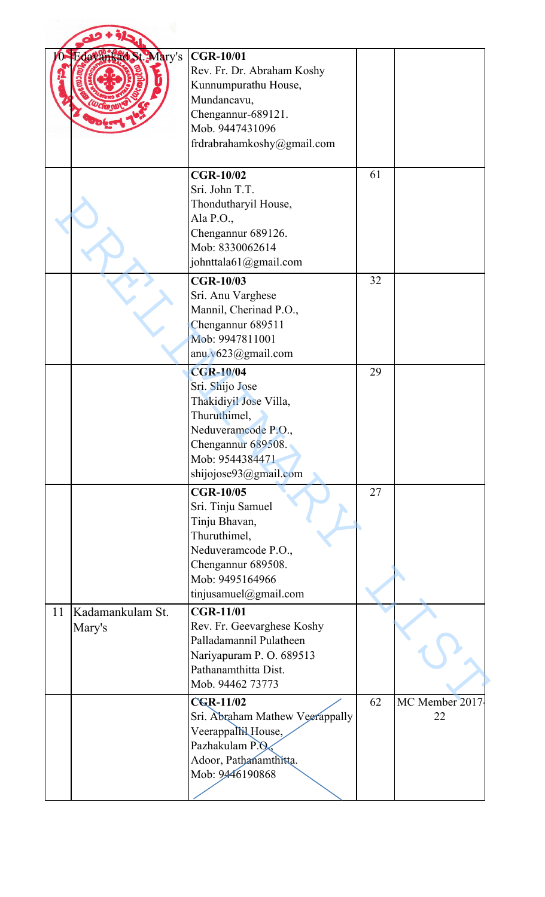| | | | | |
|---|---|---|---|---|
| 10 | Edavankad St. Mary's | **CGR-10/01**<br>Rev. Fr. Dr. Abraham Koshy<br>Kunnumpurathu House,<br>Mundancavu,<br>Chengannur-689121.<br>Mob. 9447431096<br>frdrabrahamkoshy@gmail.com | | |
| | | **CGR-10/02**<br>Sri. John T.T.<br>Thondutharyil House,<br>Ala P.O.,<br>Chengannur 689126.<br>Mob: 8330062614<br>johnttala61@gmail.com | 61 | |
| | | **CGR-10/03**<br>Sri. Anu Varghese<br>Mannil, Cherinad P.O.,<br>Chengannur 689511<br>Mob: 9947811001<br>anu.v623@gmail.com | 32 | |
| | | **CGR-10/04**<br>Sri. Shijo Jose<br>Thakidiyil Jose Villa,<br>Thuruthimel,<br>Neduveramcode P.O.,<br>Chengannur 689508.<br>Mob: 9544384471<br>shijojose93@gmail.com | 29 | |
| | | **CGR-10/05**<br>Sri. Tinju Samuel<br>Tinju Bhavan,<br>Thuruthimel,<br>Neduveramcode P.O.,<br>Chengannur 689508.<br>Mob: 9495164966<br>tinjusamuel@gmail.com | 27 | |
| 11 | Kadamankulam St. Mary's | **CGR-11/01**<br>Rev. Fr. Geevarghese Koshy<br>Palladamannil Pulatheen<br>Nariyapuram P. O. 689513<br>Pathanamthitta Dist.<br>Mob. 94462 73773 | | |
| | | **CGR-11/02**<br>Sri. Abraham Mathew Veerappally<br>Veerappallil House,<br>Pazhakulam P.O.,<br>Adoor, Pathanamthitta.<br>Mob: 9446190868 | 62 | MC Member 2017-22 |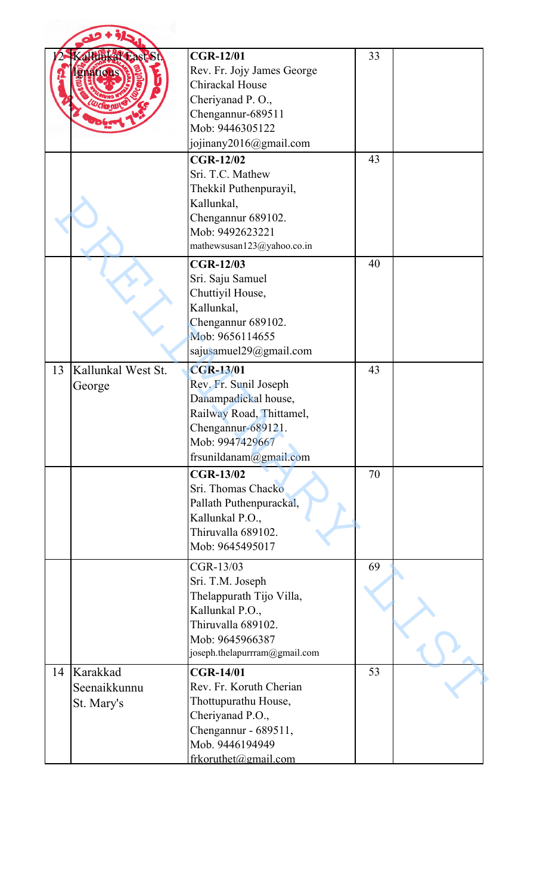| | | | | |
|---|---|---|---|---|
| 12 | Kallunkal East St. Ignatious | **CGR-12/01**<br>Rev. Fr. Jojy James George<br>Chirackal House<br>Cheriyanad P. O.,<br>Chengannur-689511<br>Mob: 9446305122<br>jojinany2016@gmail.com | 33 | |
| | | **CGR-12/02**<br>Sri. T.C. Mathew<br>Thekkil Puthenpurayil,<br>Kallunkal,<br>Chengannur 689102.<br>Mob: 9492623221<br>mathewsusan123@yahoo.co.in | 43 | |
| | | **CGR-12/03**<br>Sri. Saju Samuel<br>Chuttiyil House,<br>Kallunkal,<br>Chengannur 689102.<br>Mob: 9656114655<br>sajusamuel29@gmail.com | 40 | |
| 13 | Kallunkal West St. George | **CGR-13/01**<br>Rev. Fr. Sunil Joseph<br>Danampadickal house,<br>Railway Road, Thittamel,<br>Chengannur-689121.<br>Mob: 9947429667<br>frsunildanam@gmail.com | 43 | |
| | | **CGR-13/02**<br>Sri. Thomas Chacko<br>Pallath Puthenpurackal,<br>Kallunkal P.O.,<br>Thiruvalla 689102.<br>Mob: 9645495017 | 70 | |
| | | CGR-13/03<br>Sri. T.M. Joseph<br>Thelappurath Tijo Villa,<br>Kallunkal P.O.,<br>Thiruvalla 689102.<br>Mob: 9645966387<br>joseph.thelapurrram@gmail.com | 69 | |
| 14 | Karakkad Seenaikkunnu St. Mary's | **CGR-14/01**<br>Rev. Fr. Koruth Cherian<br>Thottupurathu House,<br>Cheriyanad P.O.,<br>Chengannur - 689511,<br>Mob. 9446194949<br>frkoruthet@gmail.com | 53 | |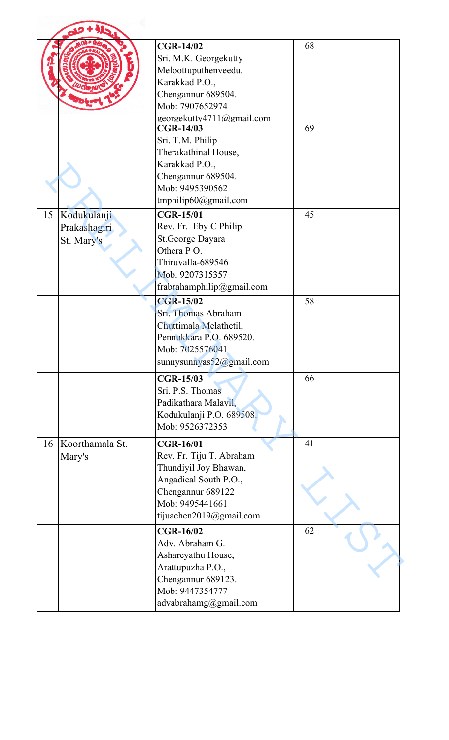| | | | | |
|---|---|---|---|---|
| | | **CGR-14/02**<br>Sri. M.K. Georgekutty<br>Meloottuputhenveedu,<br>Karakkad P.O.,<br>Chengannur 689504.<br>Mob: 7907652974<br>georgekutty4711@gmail.com | 68 | |
| | | **CGR-14/03**<br>Sri. T.M. Philip<br>Therakathinal House,<br>Karakkad P.O.,<br>Chengannur 689504.<br>Mob: 9495390562<br>tmphilip60@gmail.com | 69 | |
| 15 | Kodukulanji Prakashagiri St. Mary's | **CGR-15/01**<br>Rev. Fr. Eby C Philip<br>St.George Dayara<br>Othera P O.<br>Thiruvalla-689546<br>Mob. 9207315357<br>frabrahamphilip@gmail.com | 45 | |
| | | **CGR-15/02**<br>Sri. Thomas Abraham<br>Chuttimala Melathetil,<br>Pennukkara P.O. 689520.<br>Mob: 7025576041<br>sunnysunnyas52@gmail.com | 58 | |
| | | **CGR-15/03**<br>Sri. P.S. Thomas<br>Padikathara Malayil,<br>Kodukulanji P.O. 689508.<br>Mob: 9526372353 | 66 | |
| 16 | Koorthamala St. Mary's | **CGR-16/01**<br>Rev. Fr. Tiju T. Abraham<br>Thundiyil Joy Bhawan,<br>Angadical South P.O.,<br>Chengannur 689122<br>Mob: 9495441661<br>tijuachen2019@gmail.com | 41 | |
| | | **CGR-16/02**<br>Adv. Abraham G.<br>Ashareyathu House,<br>Arattupuzha P.O.,<br>Chengannur 689123.<br>Mob: 9447354777<br>advabrahamg@gmail.com | 62 | |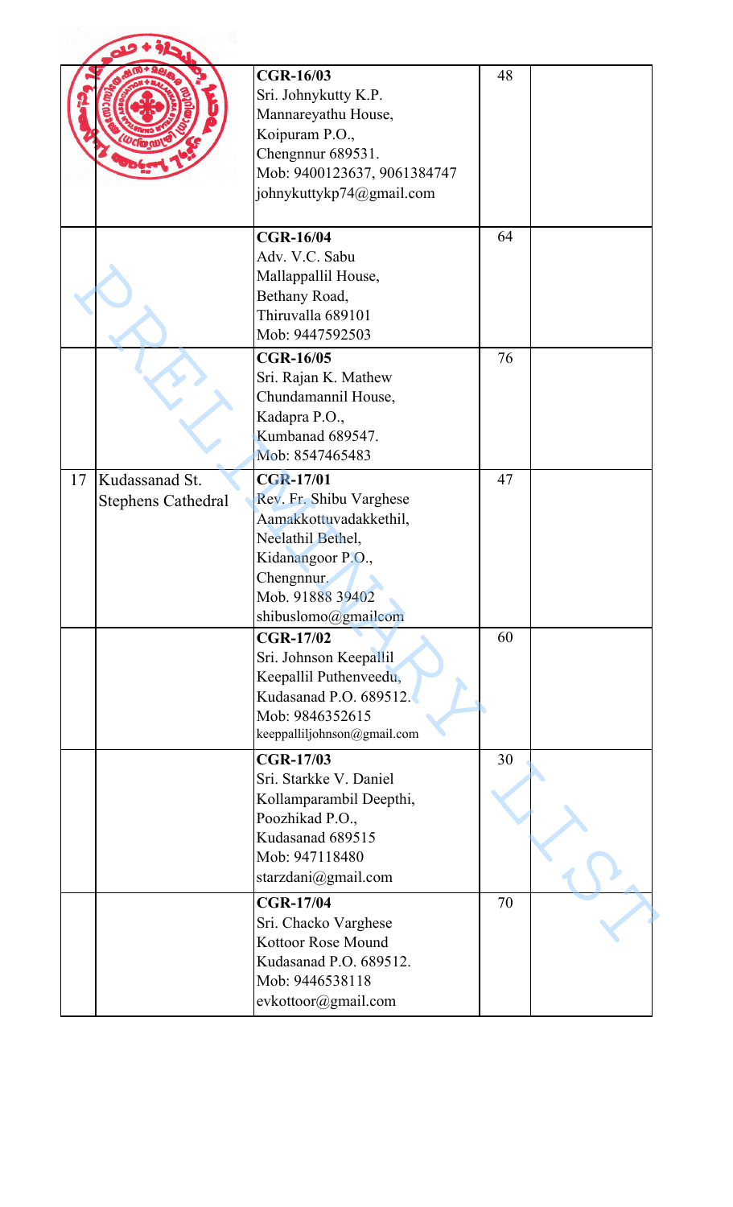|  |  |  |  |  |
|---|---|---|---|---|
|  |  | **CGR-16/03**<br>Sri. Johnykutty K.P.<br>Mannareyathu House,<br>Koipuram P.O.,<br>Chengnnur 689531.<br>Mob: 9400123637, 9061384747<br>johnykuttykp74@gmail.com | 48 |  |
|  |  | **CGR-16/04**<br>Adv. V.C. Sabu<br>Mallappallil House,<br>Bethany Road,<br>Thiruvalla 689101<br>Mob: 9447592503 | 64 |  |
|  |  | **CGR-16/05**<br>Sri. Rajan K. Mathew<br>Chundamannil House,<br>Kadapra P.O.,<br>Kumbanad 689547.<br>Mob: 8547465483 | 76 |  |
| 17 | Kudassanad St. Stephens Cathedral | **CGR-17/01**<br>Rev. Fr. Shibu Varghese<br>Aamakkottuvadakkethil,<br>Neelathil Bethel,<br>Kidanangoor P.O.,<br>Chengnnur.<br>Mob. 91888 39402<br>shibuslomo@gmailcom | 47 |  |
|  |  | **CGR-17/02**<br>Sri. Johnson Keepallil<br>Keepallil Puthenveedu,<br>Kudasanad P.O. 689512.<br>Mob: 9846352615<br>keeppalliljohnson@gmail.com | 60 |  |
|  |  | **CGR-17/03**<br>Sri. Starkke V. Daniel<br>Kollamparambil Deepthi,<br>Poozhikad P.O.,<br>Kudasanad 689515<br>Mob: 947118480<br>starzdani@gmail.com | 30 |  |
|  |  | **CGR-17/04**<br>Sri. Chacko Varghese<br>Kottoor Rose Mound<br>Kudasanad P.O. 689512.<br>Mob: 9446538118<br>evkottoor@gmail.com | 70 |  |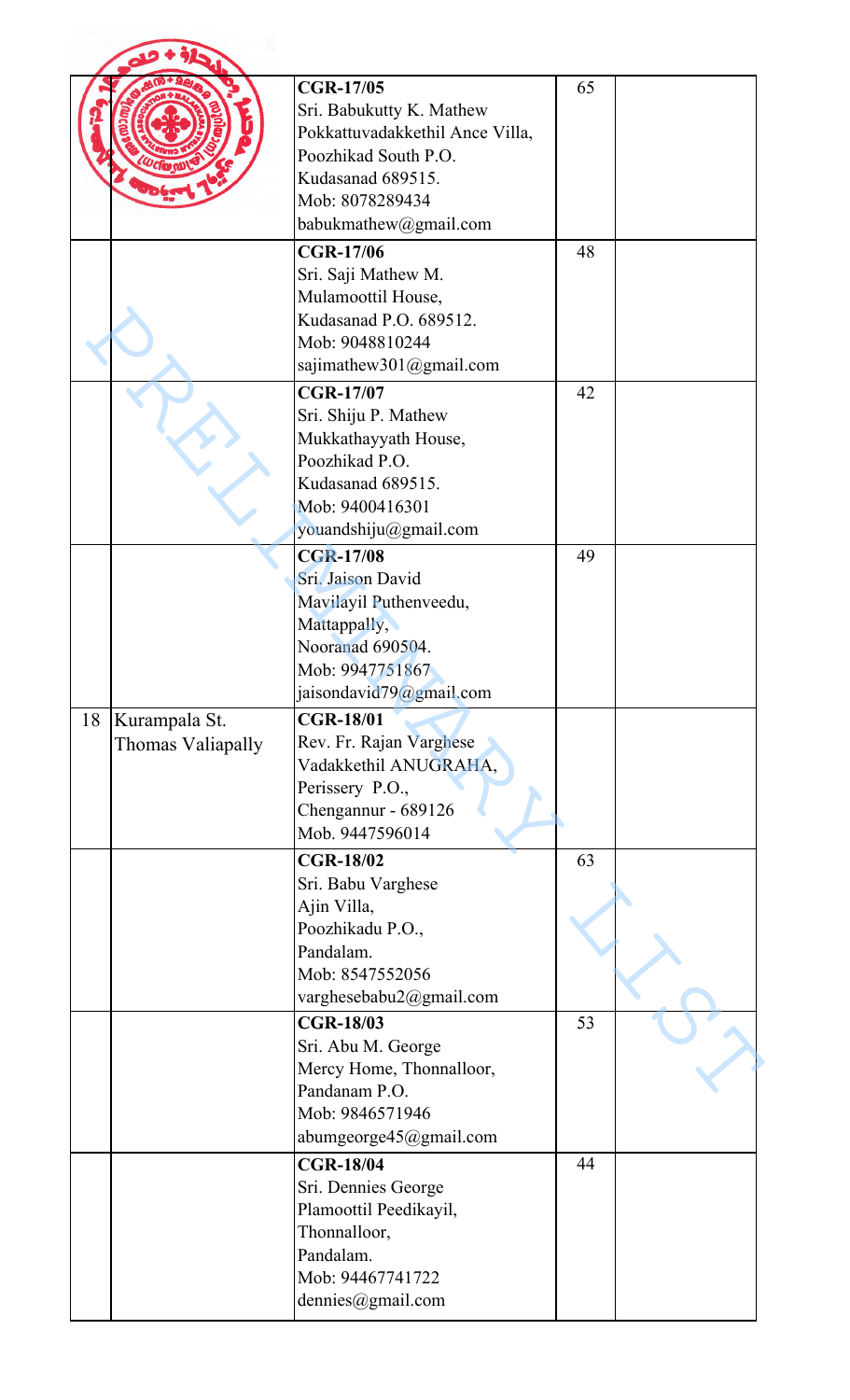| | | | | |
|---|---|---|---|---|
| | | **CGR-17/05**<br>Sri. Babukutty K. Mathew<br>Pokkattuvadakkethil Ance Villa,<br>Poozhikad South P.O.<br>Kudasanad 689515.<br>Mob: 8078289434<br>babukmathew@gmail.com | 65 | |
| | | **CGR-17/06**<br>Sri. Saji Mathew M.<br>Mulamoottil House,<br>Kudasanad P.O. 689512.<br>Mob: 9048810244<br>sajimathew301@gmail.com | 48 | |
| | | **CGR-17/07**<br>Sri. Shiju P. Mathew<br>Mukkathayyath House,<br>Poozhikad P.O.<br>Kudasanad 689515.<br>Mob: 9400416301<br>youandshiju@gmail.com | 42 | |
| | | **CGR-17/08**<br>Sri. Jaison David<br>Mavilayil Puthenveedu,<br>Mattappally,<br>Nooranad 690504.<br>Mob: 9947751867<br>jaisondavid79@gmail.com | 49 | |
| 18 | Kurampala St. Thomas Valiapally | **CGR-18/01**<br>Rev. Fr. Rajan Varghese<br>Vadakkethil ANUGRAHA,<br>Perissery P.O.,<br>Chengannur - 689126<br>Mob. 9447596014 | | |
| | | **CGR-18/02**<br>Sri. Babu Varghese<br>Ajin Villa,<br>Poozhikadu P.O.,<br>Pandalam.<br>Mob: 8547552056<br>varghesebabu2@gmail.com | 63 | |
| | | **CGR-18/03**<br>Sri. Abu M. George<br>Mercy Home, Thonnalloor,<br>Pandanam P.O.<br>Mob: 9846571946<br>abumgeorge45@gmail.com | 53 | |
| | | **CGR-18/04**<br>Sri. Dennies George<br>Plamoottil Peedikayil,<br>Thonnalloor,<br>Pandalam.<br>Mob: 94467741722<br>dennies@gmail.com | 44 | |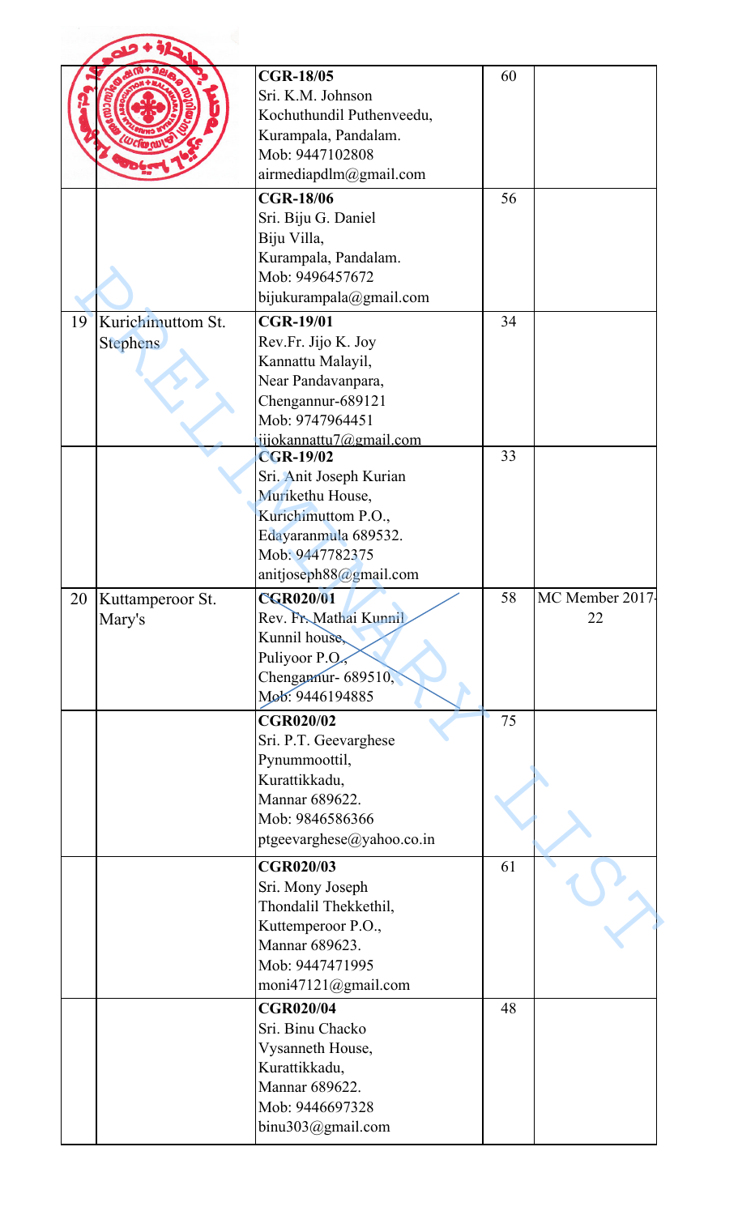| | | | | |
|---|---|---|---|---|
| | | **CGR-18/05**<br>Sri. K.M. Johnson<br>Kochuthundil Puthenveedu,<br>Kurampala, Pandalam.<br>Mob: 9447102808<br>airmediapdlm@gmail.com | 60 | |
| | | **CGR-18/06**<br>Sri. Biju G. Daniel<br>Biju Villa,<br>Kurampala, Pandalam.<br>Mob: 9496457672<br>bijukurampala@gmail.com | 56 | |
| 19 | Kurichimuttom St. Stephens | **CGR-19/01**<br>Rev.Fr. Jijo K. Joy<br>Kannattu Malayil,<br>Near Pandavanpara,<br>Chengannur-689121<br>Mob: 9747964451<br>jijokannattu7@gmail.com | 34 | |
| | | **CGR-19/02**<br>Sri. Anit Joseph Kurian<br>Murikethu House,<br>Kurichimuttom P.O.,<br>Edayaranmula 689532.<br>Mob: 9447782375<br>anitjoseph88@gmail.com | 33 | |
| 20 | Kuttamperoor St. Mary's | **CGR020/01**<br>Rev. Fr. Mathai Kunnil<br>Kunnil house,<br>Puliyoor P.O.,<br>Chengannur- 689510,<br>Mob: 9446194885 | 58 | MC Member 2017-22 |
| | | **CGR020/02**<br>Sri. P.T. Geevarghese<br>Pynummoottil,<br>Kurattikkadu,<br>Mannar 689622.<br>Mob: 9846586366<br>ptgeevarghese@yahoo.co.in | 75 | |
| | | **CGR020/03**<br>Sri. Mony Joseph<br>Thondalil Thekkethil,<br>Kuttemperoor P.O.,<br>Mannar 689623.<br>Mob: 9447471995<br>moni47121@gmail.com | 61 | |
| | | **CGR020/04**<br>Sri. Binu Chacko<br>Vysanneth House,<br>Kurattikkadu,<br>Mannar 689622.<br>Mob: 9446697328<br>binu303@gmail.com | 48 | |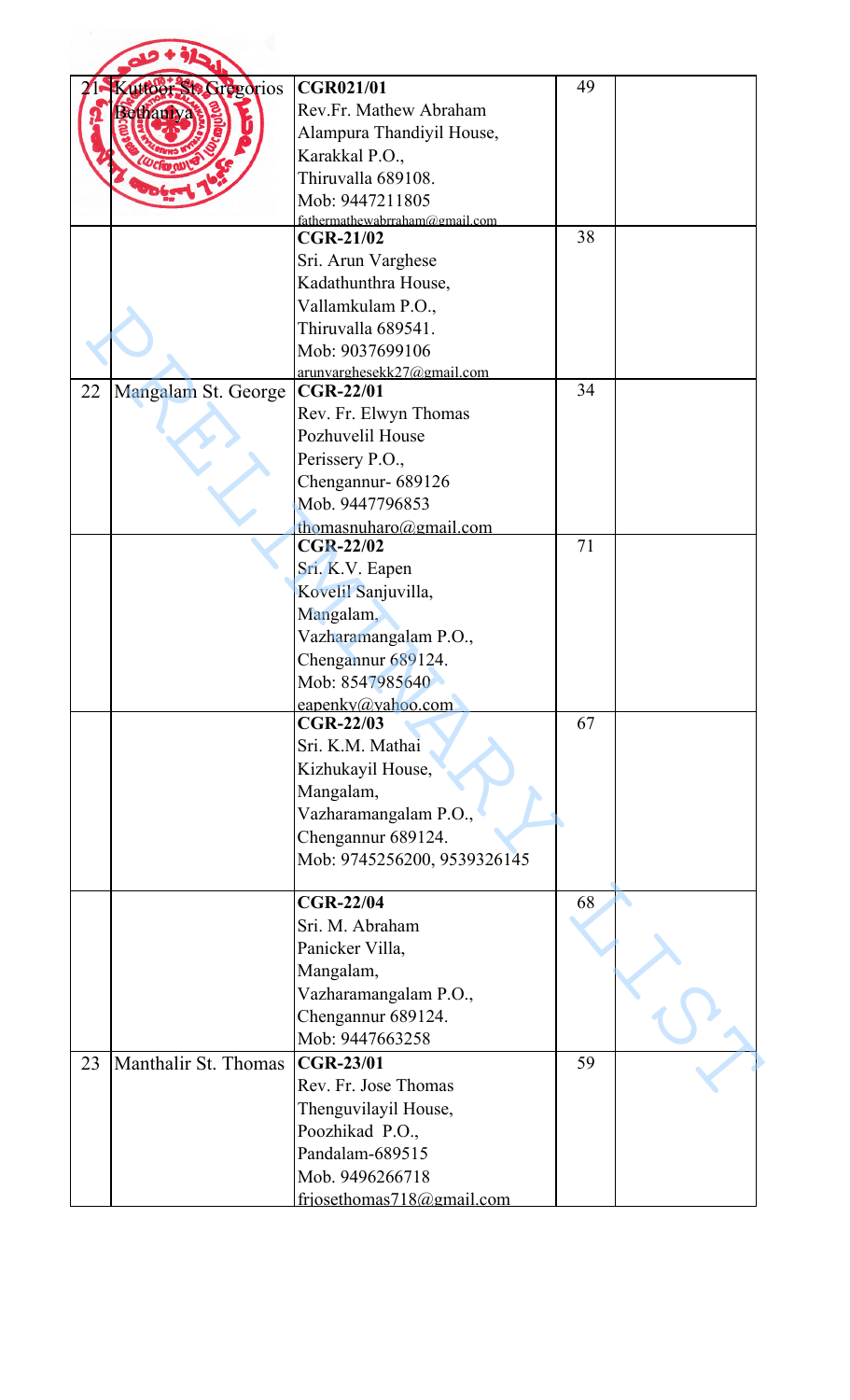| | | | | |
|---|---|---|---|---|
| 21 | Kuttoor St. Gregorios Bethaniya | **CGR021/01**<br>Rev.Fr. Mathew Abraham<br>Alampura Thandiyil House,<br>Karakkal P.O.,<br>Thiruvalla 689108.<br>Mob: 9447211805<br>fathermathewabrraham@gmail.com | 49 | |
| | | **CGR-21/02**<br>Sri. Arun Varghese<br>Kadathunthra House,<br>Vallamkulam P.O.,<br>Thiruvalla 689541.<br>Mob: 9037699106<br>arunvarghesekk27@gmail.com | 38 | |
| 22 | Mangalam St. George | **CGR-22/01**<br>Rev. Fr. Elwyn Thomas<br>Pozhuvelil House<br>Perissery P.O.,<br>Chengannur- 689126<br>Mob. 9447796853<br>thomasnuharo@gmail.com | 34 | |
| | | **CGR-22/02**<br>Sri. K.V. Eapen<br>Kovelil Sanjuvilla,<br>Mangalam,<br>Vazharamangalam P.O.,<br>Chengannur 689124.<br>Mob: 8547985640<br>eapenkv@yahoo.com | 71 | |
| | | **CGR-22/03**<br>Sri. K.M. Mathai<br>Kizhukayil House,<br>Mangalam,<br>Vazharamangalam P.O.,<br>Chengannur 689124.<br>Mob: 9745256200, 9539326145 | 67 | |
| | | **CGR-22/04**<br>Sri. M. Abraham<br>Panicker Villa,<br>Mangalam,<br>Vazharamangalam P.O.,<br>Chengannur 689124.<br>Mob: 9447663258 | 68 | |
| 23 | Manthalir St. Thomas | **CGR-23/01**<br>Rev. Fr. Jose Thomas<br>Thenguvilayil House,<br>Poozhikad P.O.,<br>Pandalam-689515<br>Mob. 9496266718<br>frjosethomas718@gmail.com | 59 | |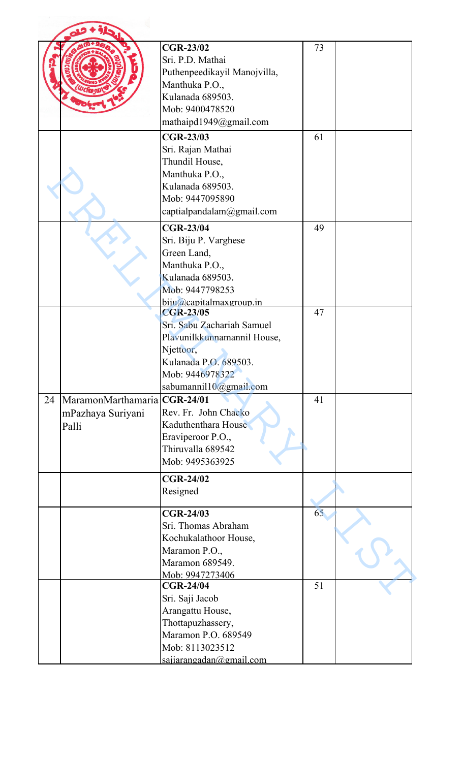| | | | | |
|---|---|---|---|---|
| | | **CGR-23/02**<br>Sri. P.D. Mathai<br>Puthenpeedikayil Manojvilla,<br>Manthuka P.O.,<br>Kulanada 689503.<br>Mob: 9400478520<br>mathaipd1949@gmail.com | 73 | |
| | | **CGR-23/03**<br>Sri. Rajan Mathai<br>Thundil House,<br>Manthuka P.O.,<br>Kulanada 689503.<br>Mob: 9447095890<br>captialpandalam@gmail.com | 61 | |
| | | **CGR-23/04**<br>Sri. Biju P. Varghese<br>Green Land,<br>Manthuka P.O.,<br>Kulanada 689503.<br>Mob: 9447798253<br>biju@capitalmaxgroup.in | 49 | |
| | | **CGR-23/05**<br>Sri. Sabu Zachariah Samuel<br>Plavunilkkunnamannil House,<br>Njettoor,<br>Kulanada P.O. 689503.<br>Mob: 9446978322<br>sabumannil10@gmail.com | 47 | |
| 24 | MaramonMarthamariamPazhaya Suriyani Palli | **CGR-24/01**<br>Rev. Fr. John Chacko<br>Kaduthenthara House<br>Eraviperoor P.O.,<br>Thiruvalla 689542<br>Mob: 9495363925 | 41 | |
| | | **CGR-24/02**<br>Resigned | | |
| | | **CGR-24/03**<br>Sri. Thomas Abraham<br>Kochukalathoor House,<br>Maramon P.O.,<br>Maramon 689549.<br>Mob: 9947273406 | 65 | |
| | | **CGR-24/04**<br>Sri. Saji Jacob<br>Arangattu House,<br>Thottapuzhassery,<br>Maramon P.O. 689549<br>Mob: 8113023512<br>sajiarangadan@gmail.com | 51 | |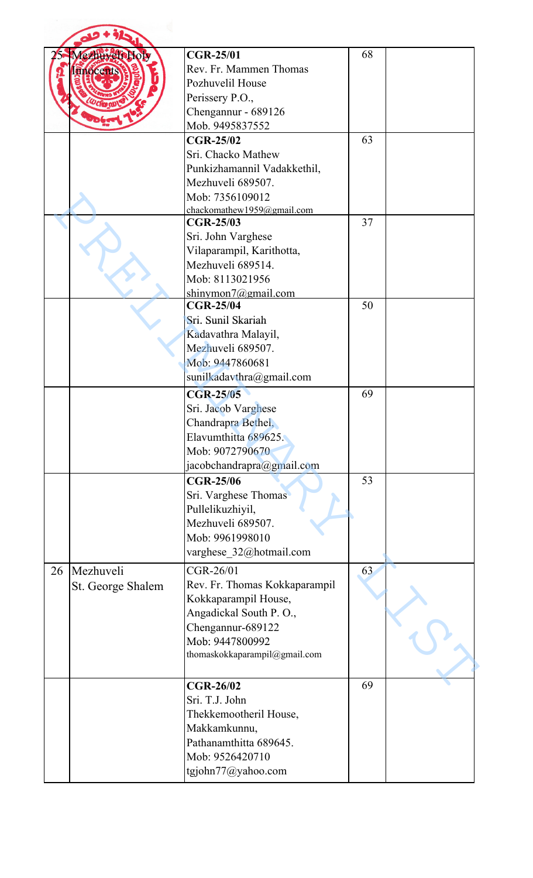| | | | | |
|---|---|---|---|---|
| 25 | Mezhuveli Holy Innocents | **CGR-25/01**<br>Rev. Fr. Mammen Thomas<br>Pozhuvelil House<br>Perissery P.O.,<br>Chengannur - 689126<br>Mob. 9495837552 | 68 | |
| | | **CGR-25/02**<br>Sri. Chacko Mathew<br>Punkizhamannil Vadakkethil,<br>Mezhuveli 689507.<br>Mob: 7356109012<br>chackomathew1959@gmail.com | 63 | |
| | | **CGR-25/03**<br>Sri. John Varghese<br>Vilaparampil, Karithotta,<br>Mezhuveli 689514.<br>Mob: 8113021956<br>shinymon7@gmail.com | 37 | |
| | | **CGR-25/04**<br>Sri. Sunil Skariah<br>Kadavathra Malayil,<br>Mezhuveli 689507.<br>Mob: 9447860681<br>sunilkadavthra@gmail.com | 50 | |
| | | **CGR-25/05**<br>Sri. Jacob Varghese<br>Chandrapra Bethel,<br>Elavumthitta 689625.<br>Mob: 9072790670<br>jacobchandrapra@gmail.com | 69 | |
| | | **CGR-25/06**<br>Sri. Varghese Thomas<br>Pullelikuzhiyil,<br>Mezhuveli 689507.<br>Mob: 9961998010<br>varghese_32@hotmail.com | 53 | |
| 26 | Mezhuveli St. George Shalem | CGR-26/01<br>Rev. Fr. Thomas Kokkaparampil<br>Kokkaparampil House,<br>Angadickal South P. O.,<br>Chengannur-689122<br>Mob: 9447800992<br>thomaskokkaparampil@gmail.com | 63 | |
| | | **CGR-26/02**<br>Sri. T.J. John<br>Thekkemootheril House,<br>Makkamkunnu,<br>Pathanamthitta 689645.<br>Mob: 9526420710<br>tgjohn77@yahoo.com | 69 | |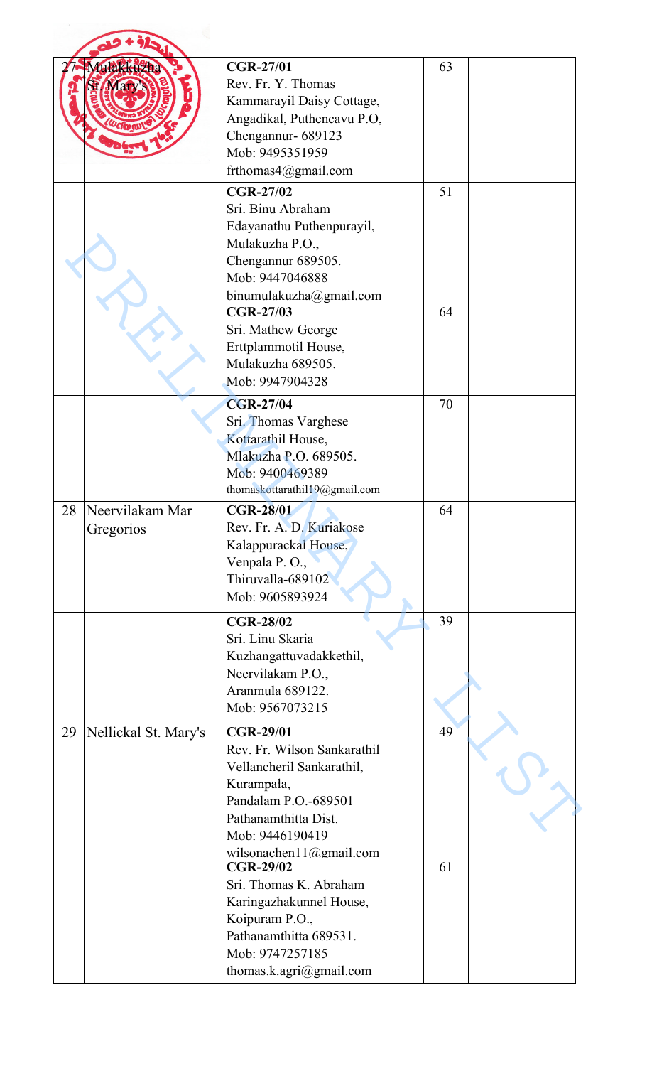| | | | | |
|---|---|---|---|---|
| 27 | Mulakkuzha St. Mary's | **CGR-27/01**<br>Rev. Fr. Y. Thomas<br>Kammarayil Daisy Cottage,<br>Angadikal, Puthencavu P.O,<br>Chengannur- 689123<br>Mob: 9495351959<br>frthomas4@gmail.com | 63 | |
| | | **CGR-27/02**<br>Sri. Binu Abraham<br>Edayanathu Puthenpurayil,<br>Mulakuzha P.O.,<br>Chengannur 689505.<br>Mob: 9447046888<br>binumulakuzha@gmail.com | 51 | |
| | | **CGR-27/03**<br>Sri. Mathew George<br>Erttplammotil House,<br>Mulakuzha 689505.<br>Mob: 9947904328 | 64 | |
| | | **CGR-27/04**<br>Sri. Thomas Varghese<br>Kottarathil House,<br>Mlakuzha P.O. 689505.<br>Mob: 9400469389<br>thomaskottarathil19@gmail.com | 70 | |
| 28 | Neervilakam Mar Gregorios | **CGR-28/01**<br>Rev. Fr. A. D. Kuriakose<br>Kalappurackal House,<br>Venpala P. O.,<br>Thiruvalla-689102<br>Mob: 9605893924 | 64 | |
| | | **CGR-28/02**<br>Sri. Linu Skaria<br>Kuzhangattuvadakkethil,<br>Neervilakam P.O.,<br>Aranmula 689122.<br>Mob: 9567073215 | 39 | |
| 29 | Nellickal St. Mary's | **CGR-29/01**<br>Rev. Fr. Wilson Sankarathil<br>Vellancheril Sankarathil,<br>Kurampala,<br>Pandalam P.O.-689501<br>Pathanamthitta Dist.<br>Mob: 9446190419<br>wilsonachen11@gmail.com | 49 | |
| | | **CGR-29/02**<br>Sri. Thomas K. Abraham<br>Karingazhakunnel House,<br>Koipuram P.O.,<br>Pathanamthitta 689531.<br>Mob: 9747257185<br>thomas.k.agri@gmail.com | 61 | |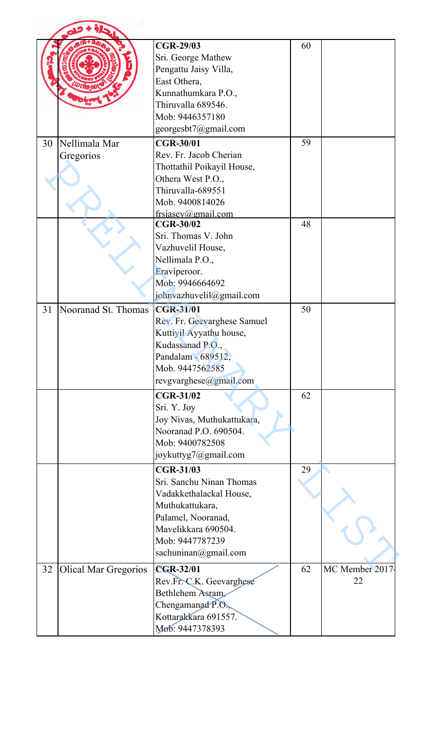|  |  |  |  |  |
|---|---|---|---|---|
|  |  | **CGR-29/03**<br>Sri. George Mathew<br>Pengattu Jaisy Villa,<br>East Othera,<br>Kunnathumkara P.O.,<br>Thiruvalla 689546.<br>Mob: 9446357180<br>georgesbt7@gmail.com | 60 |  |
| 30 | Nellimala Mar Gregorios | **CGR-30/01**<br>Rev. Fr. Jacob Cherian<br>Thottathil Poikayil House,<br>Othera West P.O.,<br>Thiruvalla-689551<br>Mob. 9400814026<br>frsjasey@gmail.com | 59 |  |
|  |  | **CGR-30/02**<br>Sri. Thomas V. John<br>Vazhuvelil House,<br>Nellimala P.O.,<br>Eraviperoor.<br>Mob: 9946664692<br>johnvazhuvelil@gmail.com | 48 |  |
| 31 | Nooranad St. Thomas | **CGR-31/01**<br>Rev. Fr. Geevarghese Samuel<br>Kuttiyil Ayyathu house,<br>Kudassanad P.O.,<br>Pandalam - 689512,<br>Mob. 9447562585<br>revgvarghese@gmail.com | 50 |  |
|  |  | **CGR-31/02**<br>Sri. Y. Joy<br>Joy Nivas, Muthukattukara,<br>Nooranad P.O. 690504.<br>Mob: 9400782508<br>joykuttyg7@gmail.com | 62 |  |
|  |  | **CGR-31/03**<br>Sri. Sanchu Ninan Thomas<br>Vadakkethalackal House,<br>Muthukattukara,<br>Palamel, Nooranad,<br>Mavelikkara 690504.<br>Mob: 9447787239<br>sachuninan@gmail.com | 29 |  |
| 32 | Olical Mar Gregorios | **CGR-32/01**<br>Rev.Fr. C.K. Geevarghese<br>Bethlehem Asram,<br>Chengamanad P.O.,<br>Kottarakkara 691557.<br>Mob: 9447378393 | 62 | MC Member 2017-22 |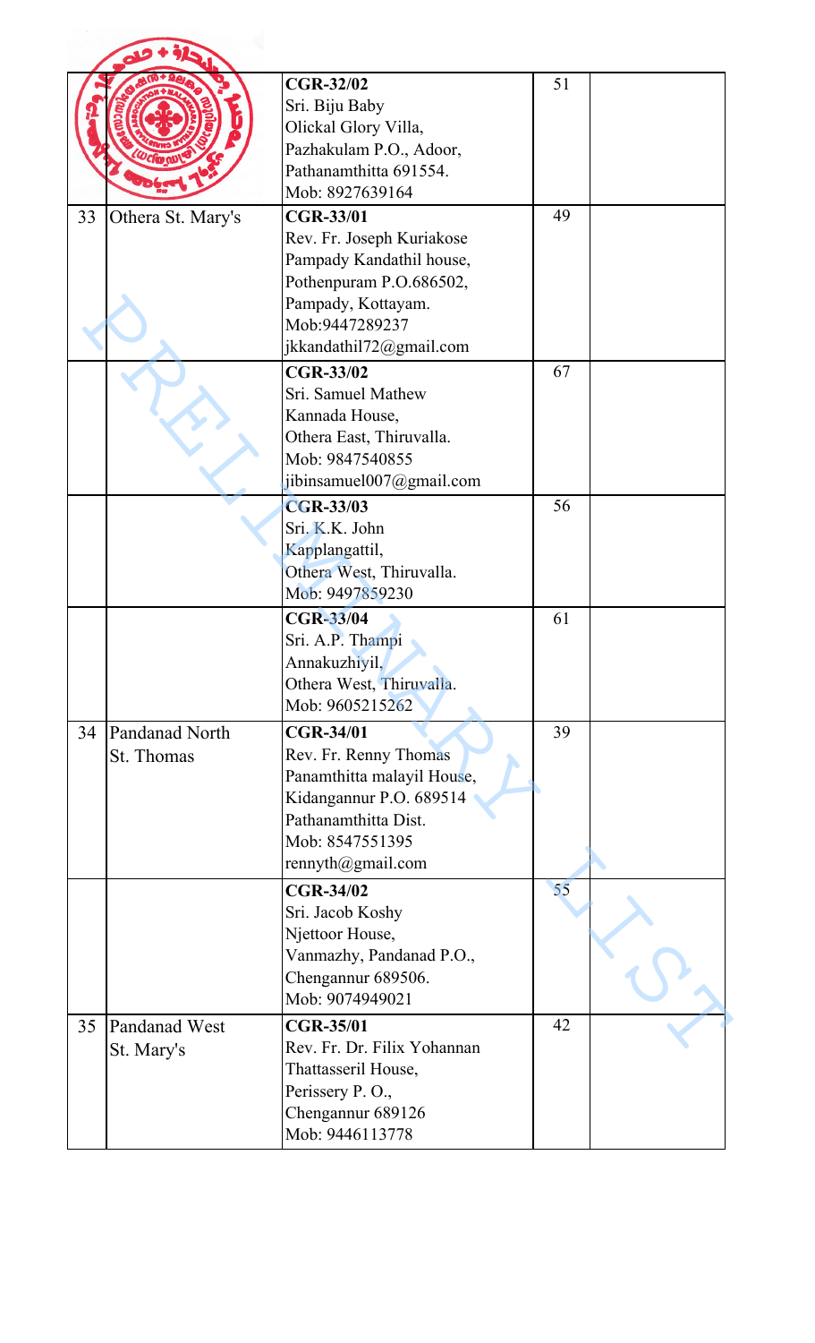| | | | | |
|---|---|---|---|---|
| | | **CGR-32/02**<br>Sri. Biju Baby<br>Olickal Glory Villa,<br>Pazhakulam P.O., Adoor,<br>Pathanamthitta 691554.<br>Mob: 8927639164 | 51 | |
| 33 | Othera St. Mary's | **CGR-33/01**<br>Rev. Fr. Joseph Kuriakose<br>Pampady Kandathil house,<br>Pothenpuram P.O.686502,<br>Pampady, Kottayam.<br>Mob:9447289237<br>jkkandathil72@gmail.com | 49 | |
| | | **CGR-33/02**<br>Sri. Samuel Mathew<br>Kannada House,<br>Othera East, Thiruvalla.<br>Mob: 9847540855<br>jibinsamuel007@gmail.com | 67 | |
| | | **CGR-33/03**<br>Sri. K.K. John<br>Kapplangattil,<br>Othera West, Thiruvalla.<br>Mob: 9497859230 | 56 | |
| | | **CGR-33/04**<br>Sri. A.P. Thampi<br>Annakuzhiyil,<br>Othera West, Thiruvalla.<br>Mob: 9605215262 | 61 | |
| 34 | Pandanad North St. Thomas | **CGR-34/01**<br>Rev. Fr. Renny Thomas<br>Panamthitta malayil House,<br>Kidangannur P.O. 689514<br>Pathanamthitta Dist.<br>Mob: 8547551395<br>rennyth@gmail.com | 39 | |
| | | **CGR-34/02**<br>Sri. Jacob Koshy<br>Njettoor House,<br>Vanmazhy, Pandanad P.O.,<br>Chengannur 689506.<br>Mob: 9074949021 | 55 | |
| 35 | Pandanad West St. Mary's | **CGR-35/01**<br>Rev. Fr. Dr. Filix Yohannan<br>Thattasseril House,<br>Perissery P. O.,<br>Chengannur 689126<br>Mob: 9446113778 | 42 | |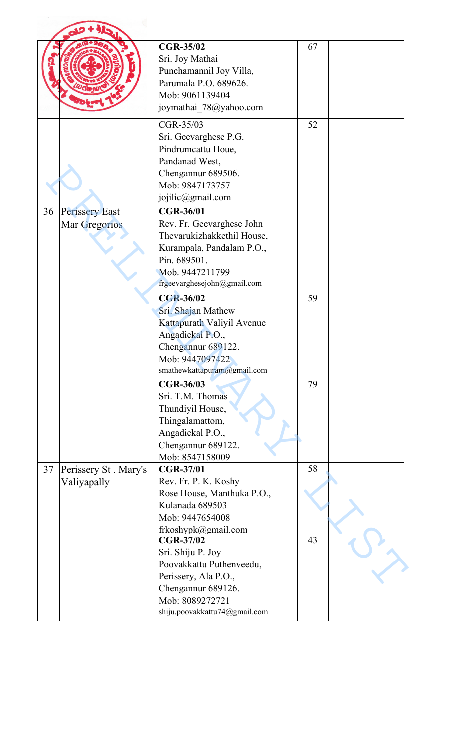|  |  | **CGR-35/02**<br>Sri. Joy Mathai<br>Punchamannil Joy Villa,<br>Parumala P.O. 689626.<br>Mob: 9061139404<br>joymathai_78@yahoo.com | 67 |  |
|---|---|---|---|---|
|  |  | CGR-35/03<br>Sri. Geevarghese P.G.<br>Pindrumcattu Houe,<br>Pandanad West,<br>Chengannur 689506.<br>Mob: 9847173757<br>jojilic@gmail.com | 52 |  |
| 36 | Perissery East Mar Gregorios | **CGR-36/01**<br>Rev. Fr. Geevarghese John<br>Thevarukizhakkethil House,<br>Kurampala, Pandalam P.O.,<br>Pin. 689501.<br>Mob. 9447211799<br>frgeevarghesejohn@gmail.com |  |  |
|  |  | **CGR-36/02**<br>Sri. Shajan Mathew<br>Kattapurath Valiyil Avenue<br>Angadickal P.O.,<br>Chengannur 689122.<br>Mob: 9447097422<br>smathewkattapuram@gmail.com | 59 |  |
|  |  | **CGR-36/03**<br>Sri. T.M. Thomas<br>Thundiyil House,<br>Thingalamattom,<br>Angadickal P.O.,<br>Chengannur 689122.<br>Mob: 8547158009 | 79 |  |
| 37 | Perissery St . Mary's Valiyapally | **CGR-37/01**<br>Rev. Fr. P. K. Koshy<br>Rose House, Manthuka P.O.,<br>Kulanada 689503<br>Mob: 9447654008<br>frkoshypk@gmail.com | 58 |  |
|  |  | **CGR-37/02**<br>Sri. Shiju P. Joy<br>Poovakkattu Puthenveedu,<br>Perissery, Ala P.O.,<br>Chengannur 689126.<br>Mob: 8089272721<br>shiju.poovakkattu74@gmail.com | 43 |  |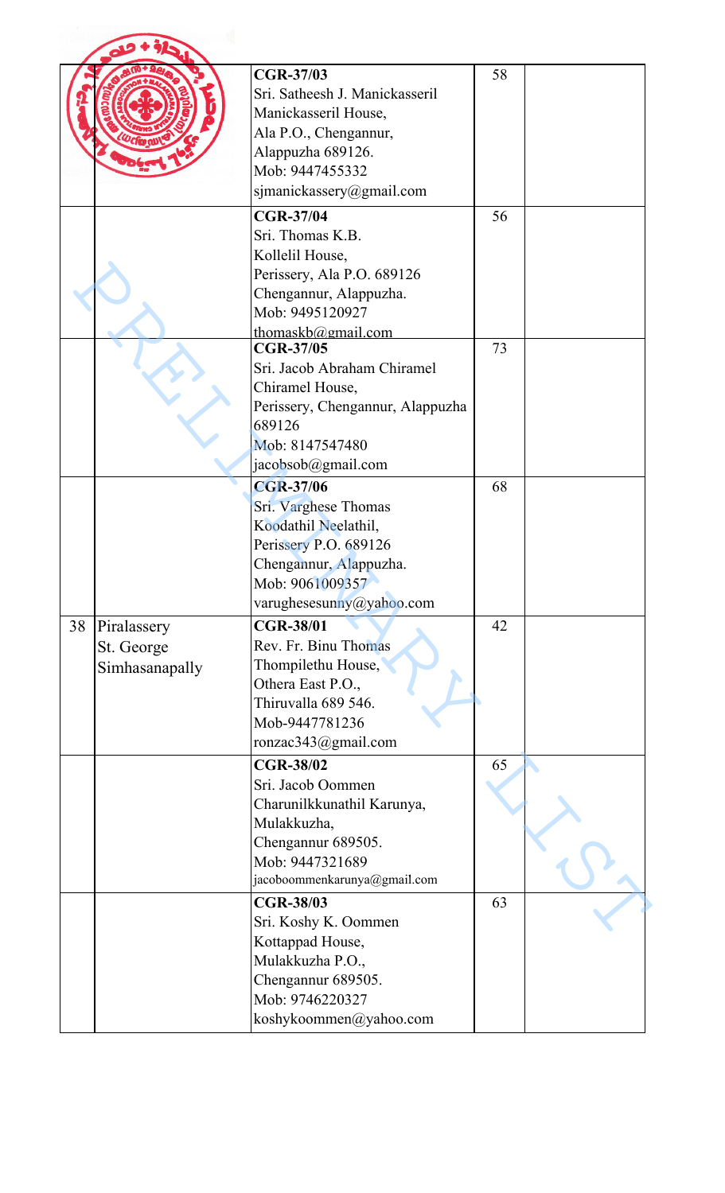| | | | | |
|---|---|---|---|---|
| | | **CGR-37/03**<br>Sri. Satheesh J. Manickasseril<br>Manickasseril House,<br>Ala P.O., Chengannur,<br>Alappuzha 689126.<br>Mob: 9447455332<br>sjmanickassery@gmail.com | 58 | |
| | | **CGR-37/04**<br>Sri. Thomas K.B.<br>Kollelil House,<br>Perissery, Ala P.O. 689126<br>Chengannur, Alappuzha.<br>Mob: 9495120927<br>thomaskb@gmail.com | 56 | |
| | | **CGR-37/05**<br>Sri. Jacob Abraham Chiramel<br>Chiramel House,<br>Perissery, Chengannur, Alappuzha 689126<br>Mob: 8147547480<br>jacobsob@gmail.com | 73 | |
| | | **CGR-37/06**<br>Sri. Varghese Thomas<br>Koodathil Neelathil,<br>Perissery P.O. 689126<br>Chengannur, Alappuzha.<br>Mob: 9061009357<br>varughesesunny@yahoo.com | 68 | |
| 38 | Piralassery St. George Simhasanapally | **CGR-38/01**<br>Rev. Fr. Binu Thomas<br>Thompilethu House,<br>Othera East P.O.,<br>Thiruvalla 689 546.<br>Mob-9447781236<br>ronzac343@gmail.com | 42 | |
| | | **CGR-38/02**<br>Sri. Jacob Oommen<br>Charunilkkunathil Karunya,<br>Mulakkuzha,<br>Chengannur 689505.<br>Mob: 9447321689<br>jacoboommenkarunya@gmail.com | 65 | |
| | | **CGR-38/03**<br>Sri. Koshy K. Oommen<br>Kottappad House,<br>Mulakkuzha P.O.,<br>Chengannur 689505.<br>Mob: 9746220327<br>koshykoommen@yahoo.com | 63 | |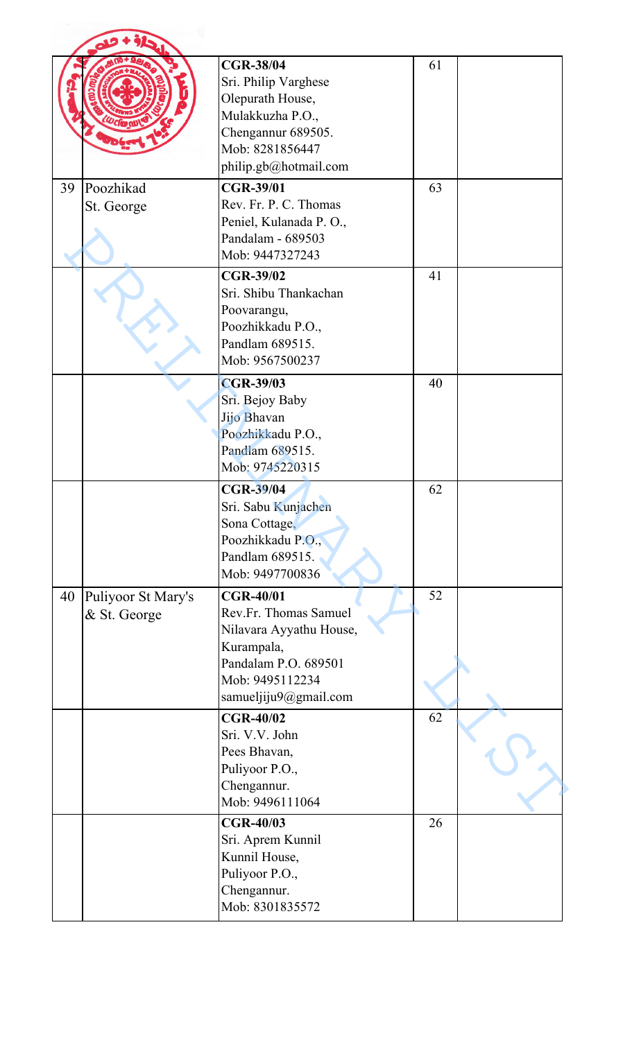| | | | | |
|---|---|---|---|---|
| | | **CGR-38/04**<br>Sri. Philip Varghese<br>Olepurath House,<br>Mulakkuzha P.O.,<br>Chengannur 689505.<br>Mob: 8281856447<br>philip.gb@hotmail.com | 61 | |
| 39 | Poozhikad<br>St. George | **CGR-39/01**<br>Rev. Fr. P. C. Thomas<br>Peniel, Kulanada P. O.,<br>Pandalam - 689503<br>Mob: 9447327243 | 63 | |
| | | **CGR-39/02**<br>Sri. Shibu Thankachan<br>Poovarangu,<br>Poozhikkadu P.O.,<br>Pandlam 689515.<br>Mob: 9567500237 | 41 | |
| | | **CGR-39/03**<br>Sri. Bejoy Baby<br>Jijo Bhavan<br>Poozhikkadu P.O.,<br>Pandlam 689515.<br>Mob: 9745220315 | 40 | |
| | | **CGR-39/04**<br>Sri. Sabu Kunjachen<br>Sona Cottage,<br>Poozhikkadu P.O.,<br>Pandlam 689515.<br>Mob: 9497700836 | 62 | |
| 40 | Puliyoor St Mary's<br>& St. George | **CGR-40/01**<br>Rev.Fr. Thomas Samuel<br>Nilavara Ayyathu House,<br>Kurampala,<br>Pandalam P.O. 689501<br>Mob: 9495112234<br>samueljiju9@gmail.com | 52 | |
| | | **CGR-40/02**<br>Sri. V.V. John<br>Pees Bhavan,<br>Puliyoor P.O.,<br>Chengannur.<br>Mob: 9496111064 | 62 | |
| | | **CGR-40/03**<br>Sri. Aprem Kunnil<br>Kunnil House,<br>Puliyoor P.O.,<br>Chengannur.<br>Mob: 8301835572 | 26 | |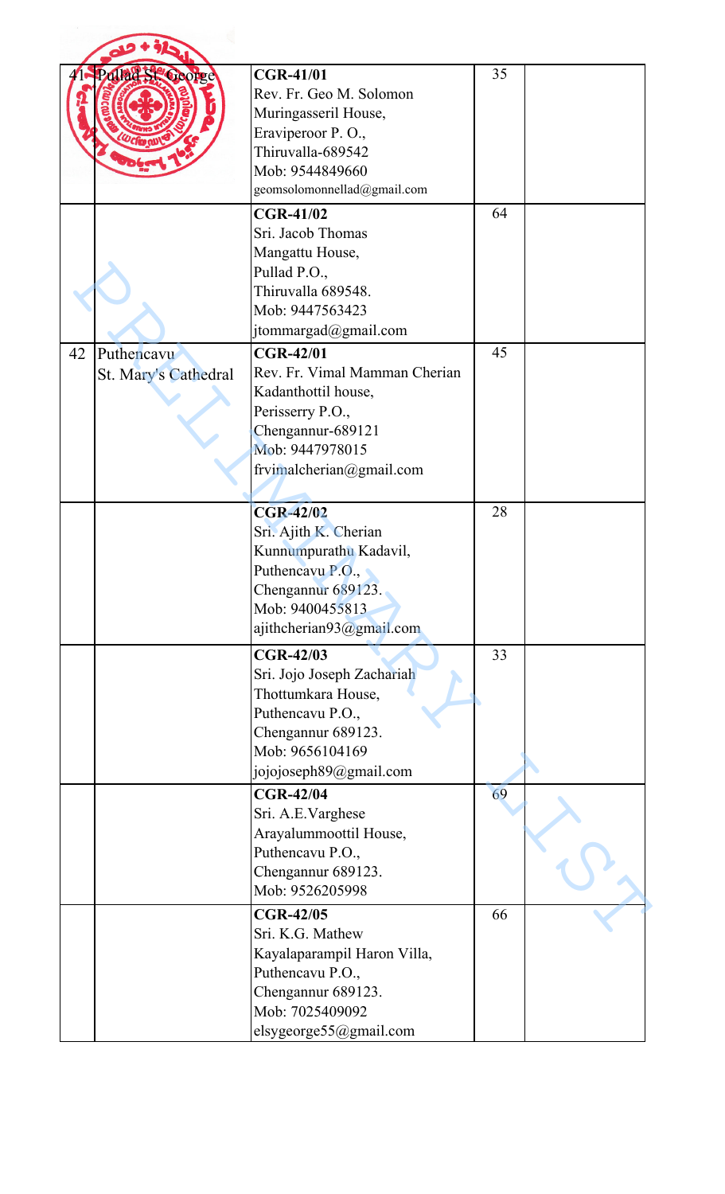| 41 | Pullad St. George | CGR-41/01<br>Rev. Fr. Geo M. Solomon<br>Muringasseril House,<br>Eraviperoor P. O.,<br>Thiruvalla-689542<br>Mob: 9544849660<br>geomsolomonnellad@gmail.com | 35 | |
|---|---|---|---|---|
| | | CGR-41/02<br>Sri. Jacob Thomas<br>Mangattu House,<br>Pullad P.O.,<br>Thiruvalla 689548.<br>Mob: 9447563423<br>jtommargad@gmail.com | 64 | |
| 42 | Puthencavu St. Mary's Cathedral | CGR-42/01<br>Rev. Fr. Vimal Mamman Cherian<br>Kadanthottil house,<br>Perisserry P.O.,<br>Chengannur-689121<br>Mob: 9447978015<br>frvimalcherian@gmail.com | 45 | |
| | | CGR-42/02<br>Sri. Ajith K. Cherian<br>Kunnumpurathu Kadavil,<br>Puthencavu P.O.,<br>Chengannur 689123.<br>Mob: 9400455813<br>ajithcherian93@gmail.com | 28 | |
| | | CGR-42/03<br>Sri. Jojo Joseph Zachariah<br>Thottumkara House,<br>Puthencavu P.O.,<br>Chengannur 689123.<br>Mob: 9656104169<br>jojojoseph89@gmail.com | 33 | |
| | | CGR-42/04<br>Sri. A.E.Varghese<br>Arayalummoottil House,<br>Puthencavu P.O.,<br>Chengannur 689123.<br>Mob: 9526205998 | 69 | |
| | | CGR-42/05<br>Sri. K.G. Mathew<br>Kayalaparampil Haron Villa,<br>Puthencavu P.O.,<br>Chengannur 689123.<br>Mob: 7025409092<br>elsygeorge55@gmail.com | 66 | |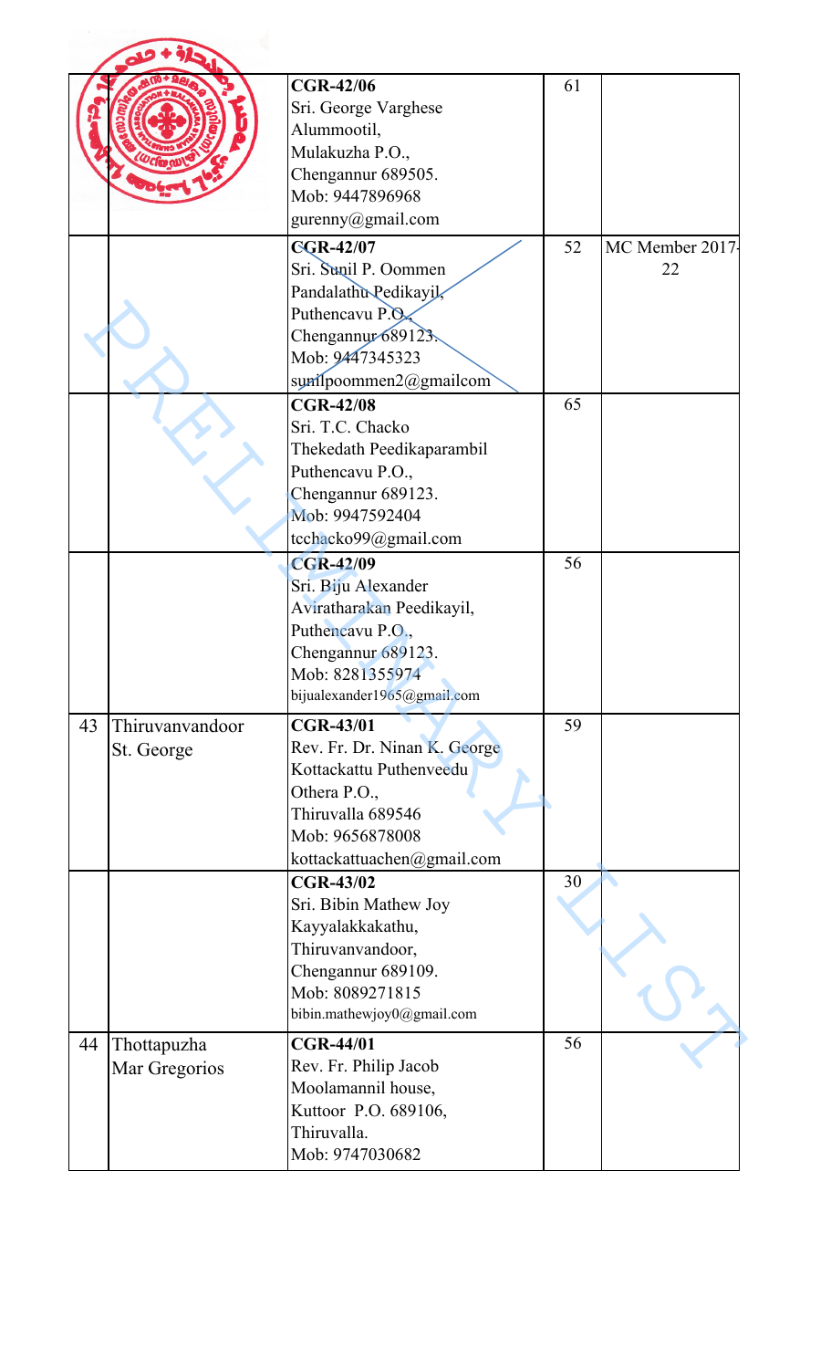| | | | | |
|---|---|---|---|---|
| | | **CGR-42/06**<br>Sri. George Varghese<br>Alummootil,<br>Mulakuzha P.O.,<br>Chengannur 689505.<br>Mob: 9447896968<br>gurenny@gmail.com | 61 | |
| | | **CGR-42/07**<br>Sri. Sunil P. Oommen<br>Pandalathu Pedikayil,<br>Puthencavu P.O.,<br>Chengannur 689123.<br>Mob: 9447345323<br>sunilpoommen2@gmailcom | 52 | MC Member 2017-22 |
| | | **CGR-42/08**<br>Sri. T.C. Chacko<br>Thekedath Peedikaparambil<br>Puthencavu P.O.,<br>Chengannur 689123.<br>Mob: 9947592404<br>tcchacko99@gmail.com | 65 | |
| | | **CGR-42/09**<br>Sri. Biju Alexander<br>Aviratharakan Peedikayil,<br>Puthencavu P.O.,<br>Chengannur 689123.<br>Mob: 8281355974<br>bijualexander1965@gmail.com | 56 | |
| 43 | Thiruvanvandoor St. George | **CGR-43/01**<br>Rev. Fr. Dr. Ninan K. George<br>Kottackattu Puthenveedu<br>Othera P.O.,<br>Thiruvalla 689546<br>Mob: 9656878008<br>kottackattuachen@gmail.com | 59 | |
| | | **CGR-43/02**<br>Sri. Bibin Mathew Joy<br>Kayyalakkakathu,<br>Thiruvanvandoor,<br>Chengannur 689109.<br>Mob: 8089271815<br>bibin.mathewjoy0@gmail.com | 30 | |
| 44 | Thottapuzha Mar Gregorios | **CGR-44/01**<br>Rev. Fr. Philip Jacob<br>Moolamannil house,<br>Kuttoor P.O. 689106,<br>Thiruvalla.<br>Mob: 9747030682 | 56 | |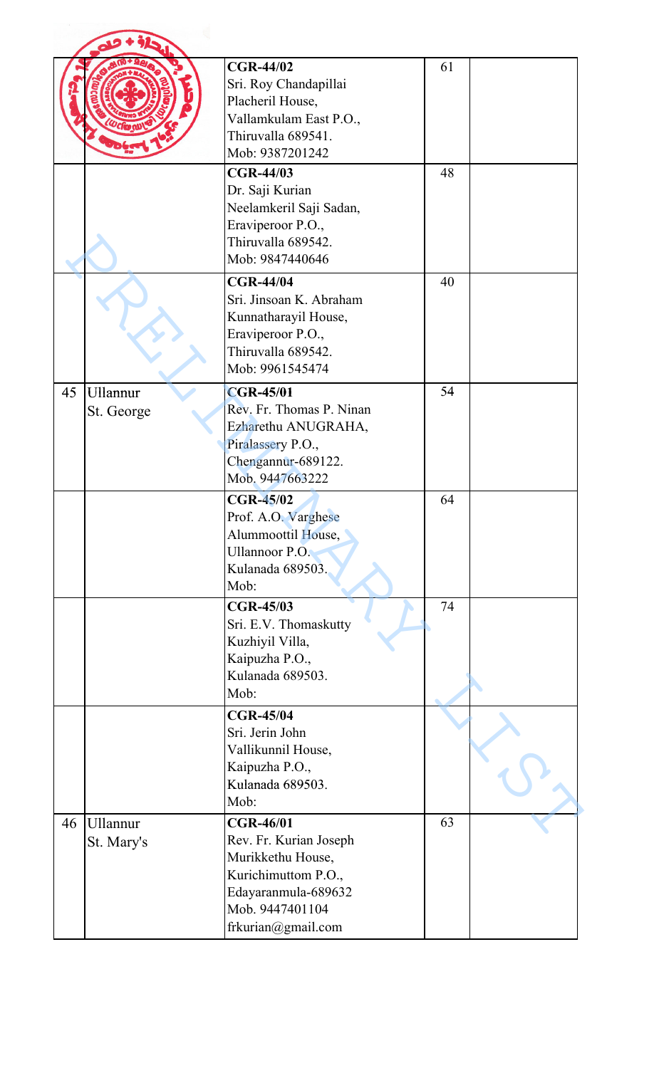| | | | | |
|---|---|---|---|---|
| | | **CGR-44/02**<br>Sri. Roy Chandapillai<br>Placheril House,<br>Vallamkulam East P.O.,<br>Thiruvalla 689541.<br>Mob: 9387201242 | 61 | |
| | | **CGR-44/03**<br>Dr. Saji Kurian<br>Neelamkeril Saji Sadan,<br>Eraviperoor P.O.,<br>Thiruvalla 689542.<br>Mob: 9847440646 | 48 | |
| | | **CGR-44/04**<br>Sri. Jinsoan K. Abraham<br>Kunnatharayil House,<br>Eraviperoor P.O.,<br>Thiruvalla 689542.<br>Mob: 9961545474 | 40 | |
| 45 | Ullannur St. George | **CGR-45/01**<br>Rev. Fr. Thomas P. Ninan<br>Ezharethu ANUGRAHA,<br>Piralassery P.O.,<br>Chengannur-689122.<br>Mob. 9447663222 | 54 | |
| | | **CGR-45/02**<br>Prof. A.O. Varghese<br>Alummoottil House,<br>Ullannoor P.O.<br>Kulanada 689503.<br>Mob: | 64 | |
| | | **CGR-45/03**<br>Sri. E.V. Thomaskutty<br>Kuzhiyil Villa,<br>Kaipuzha P.O.,<br>Kulanada 689503.<br>Mob: | 74 | |
| | | **CGR-45/04**<br>Sri. Jerin John<br>Vallikunnil House,<br>Kaipuzha P.O.,<br>Kulanada 689503.<br>Mob: | | |
| 46 | Ullannur St. Mary's | **CGR-46/01**<br>Rev. Fr. Kurian Joseph<br>Murikkethu House,<br>Kurichimuttom P.O.,<br>Edayaranmula-689632<br>Mob. 9447401104<br>frkurian@gmail.com | 63 | |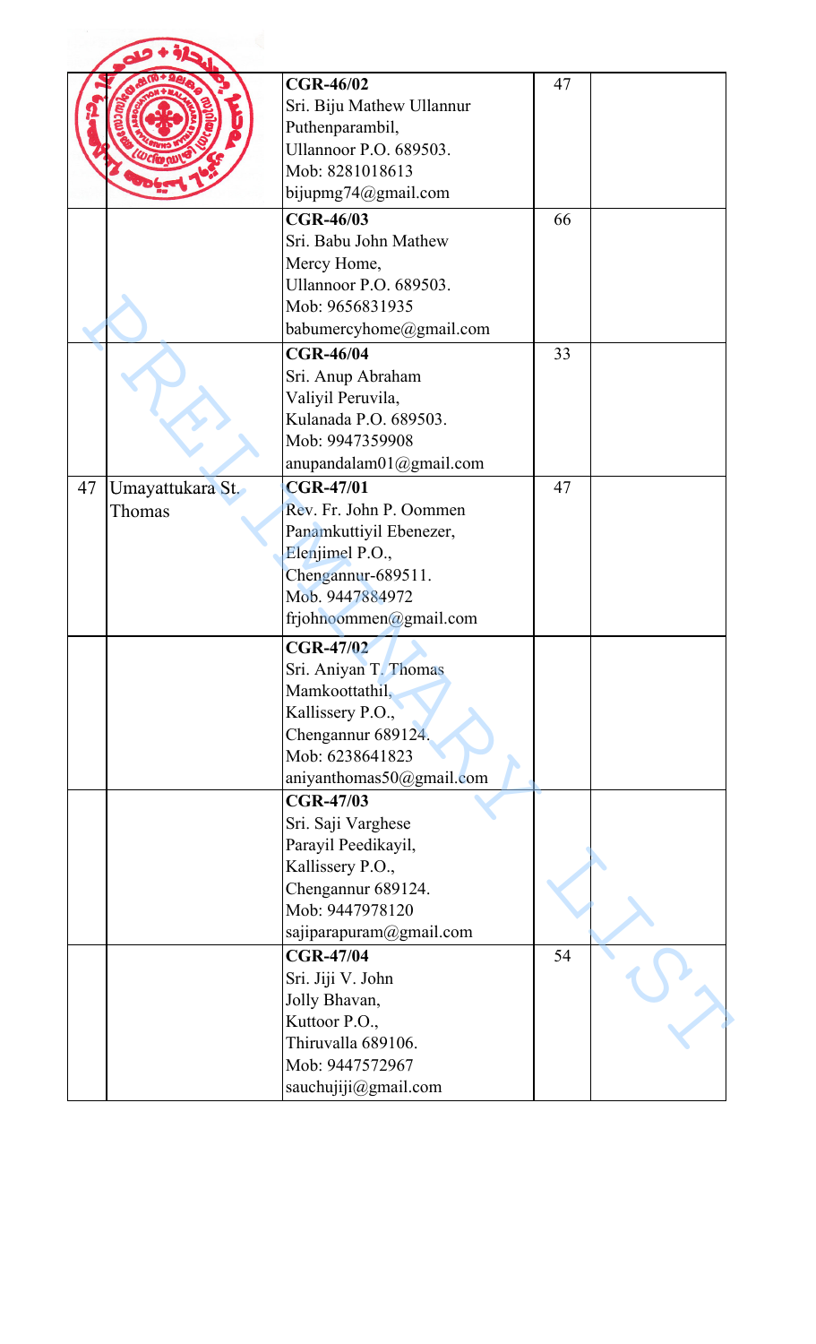| | | | | |
|---|---|---|---|---|
| | | **CGR-46/02**<br>Sri. Biju Mathew Ullannur<br>Puthenparambil,<br>Ullannoor P.O. 689503.<br>Mob: 8281018613<br>bijupmg74@gmail.com | 47 | |
| | | **CGR-46/03**<br>Sri. Babu John Mathew<br>Mercy Home,<br>Ullannoor P.O. 689503.<br>Mob: 9656831935<br>babumercyhome@gmail.com | 66 | |
| | | **CGR-46/04**<br>Sri. Anup Abraham<br>Valiyil Peruvila,<br>Kulanada P.O. 689503.<br>Mob: 9947359908<br>anupandalam01@gmail.com | 33 | |
| 47 | Umayattukara St. Thomas | **CGR-47/01**<br>Rev. Fr. John P. Oommen<br>Panamkuttiyil Ebenezer,<br>Elenjimel P.O.,<br>Chengannur-689511.<br>Mob. 9447884972<br>frjohnoommen@gmail.com | 47 | |
| | | **CGR-47/02**<br>Sri. Aniyan T. Thomas<br>Mamkoottathil,<br>Kallissery P.O.,<br>Chengannur 689124.<br>Mob: 6238641823<br>aniyanthomas50@gmail.com | | |
| | | **CGR-47/03**<br>Sri. Saji Varghese<br>Parayil Peedikayil,<br>Kallissery P.O.,<br>Chengannur 689124.<br>Mob: 9447978120<br>sajiparapuram@gmail.com | | |
| | | **CGR-47/04**<br>Sri. Jiji V. John<br>Jolly Bhavan,<br>Kuttoor P.O.,<br>Thiruvalla 689106.<br>Mob: 9447572967<br>sauchujiji@gmail.com | 54 | |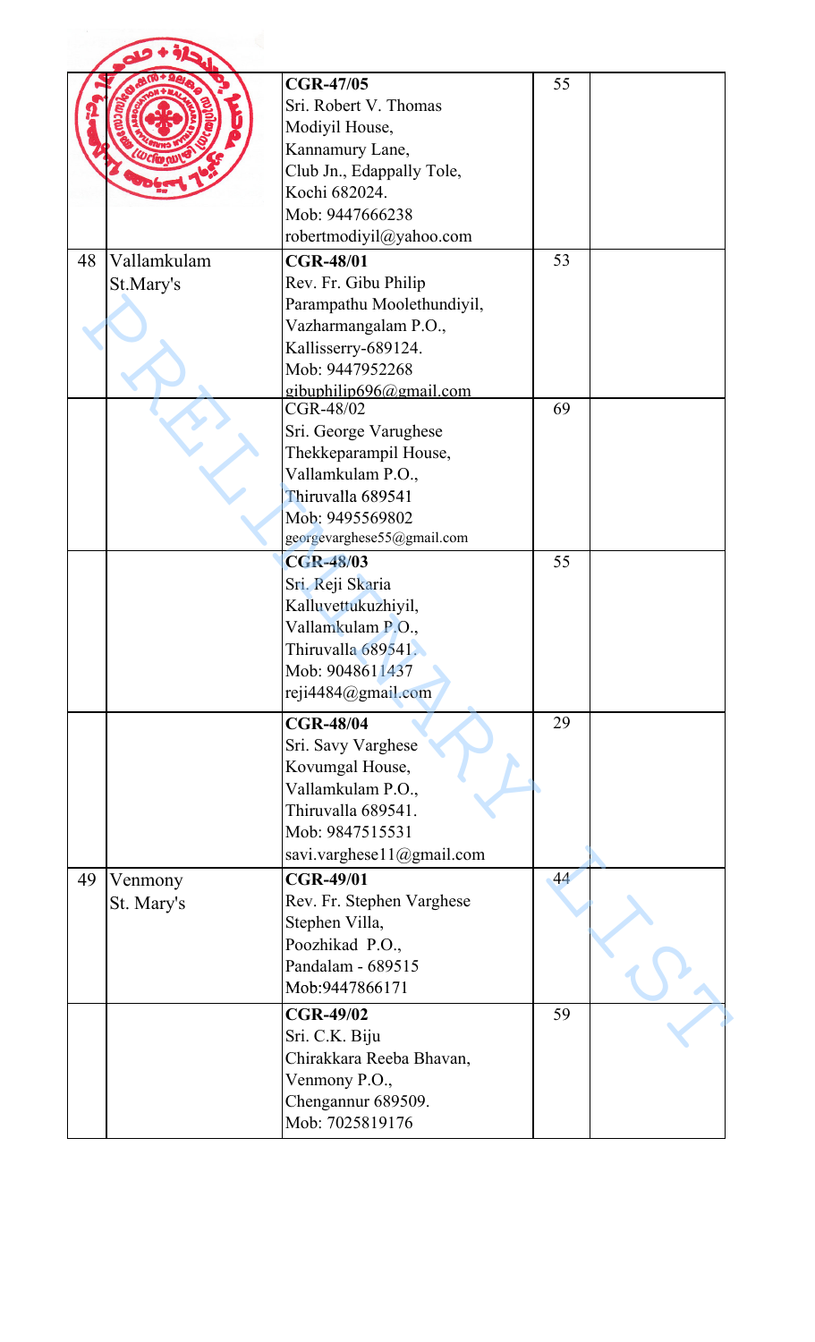| | | | | |
|---|---|---|---|---|
| | | **CGR-47/05**<br>Sri. Robert V. Thomas<br>Modiyil House,<br>Kannamury Lane,<br>Club Jn., Edappally Tole,<br>Kochi 682024.<br>Mob: 9447666238<br>robertmodiyil@yahoo.com | 55 | |
| 48 | Vallamkulam St.Mary's | **CGR-48/01**<br>Rev. Fr. Gibu Philip<br>Parampathu Moolethundiyil,<br>Vazharmangalam P.O.,<br>Kallisserry-689124.<br>Mob: 9447952268<br>gibuphilip696@gmail.com | 53 | |
| | | CGR-48/02<br>Sri. George Varughese<br>Thekkeparampil House,<br>Vallamkulam P.O.,<br>Thiruvalla 689541<br>Mob: 9495569802<br>georgevarghese55@gmail.com | 69 | |
| | | **CGR-48/03**<br>Sri. Reji Skaria<br>Kalluvettukuzhiyil,<br>Vallamkulam P.O.,<br>Thiruvalla 689541.<br>Mob: 9048611437<br>reji4484@gmail.com | 55 | |
| | | **CGR-48/04**<br>Sri. Savy Varghese<br>Kovumgal House,<br>Vallamkulam P.O.,<br>Thiruvalla 689541.<br>Mob: 9847515531<br>savi.varghese11@gmail.com | 29 | |
| 49 | Venmony St. Mary's | **CGR-49/01**<br>Rev. Fr. Stephen Varghese<br>Stephen Villa,<br>Poozhikad P.O.,<br>Pandalam - 689515<br>Mob:9447866171 | 44 | |
| | | **CGR-49/02**<br>Sri. C.K. Biju<br>Chirakkara Reeba Bhavan,<br>Venmony P.O.,<br>Chengannur 689509.<br>Mob: 7025819176 | 59 | |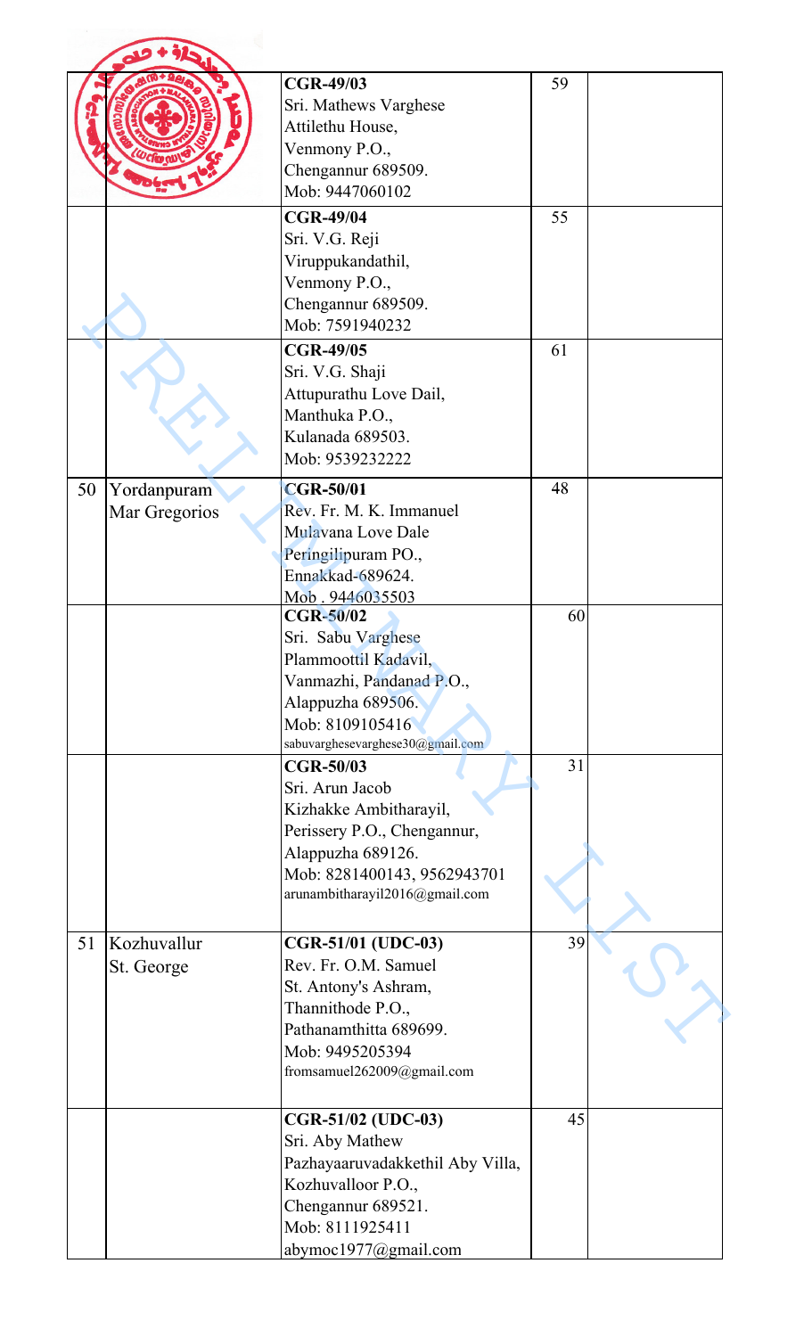| | | | | |
|---|---|---|---|---|
| | | **CGR-49/03**<br>Sri. Mathews Varghese<br>Attilethu House,<br>Venmony P.O.,<br>Chengannur 689509.<br>Mob: 9447060102 | 59 | |
| | | **CGR-49/04**<br>Sri. V.G. Reji<br>Viruppukandathil,<br>Venmony P.O.,<br>Chengannur 689509.<br>Mob: 7591940232 | 55 | |
| | | **CGR-49/05**<br>Sri. V.G. Shaji<br>Attupurathu Love Dail,<br>Manthuka P.O.,<br>Kulanada 689503.<br>Mob: 9539232222 | 61 | |
| 50 | Yordanpuram Mar Gregorios | **CGR-50/01**<br>Rev. Fr. M. K. Immanuel<br>Mulavana Love Dale<br>Peringilipuram PO.,<br>Ennakkad-689624.<br>Mob . 9446035503 | 48 | |
| | | **CGR-50/02**<br>Sri. Sabu Varghese<br>Plammoottil Kadavil,<br>Vanmazhi, Pandanad P.O.,<br>Alappuzha 689506.<br>Mob: 8109105416<br>sabuvarghesevarghese30@gmail.com | 60 | |
| | | **CGR-50/03**<br>Sri. Arun Jacob<br>Kizhakke Ambitharayil,<br>Perissery P.O., Chengannur,<br>Alappuzha 689126.<br>Mob: 8281400143, 9562943701<br>arunambitharayil2016@gmail.com | 31 | |
| 51 | Kozhuvallur St. George | **CGR-51/01 (UDC-03)**<br>Rev. Fr. O.M. Samuel<br>St. Antony's Ashram,<br>Thannithode P.O.,<br>Pathanamthitta 689699.<br>Mob: 9495205394<br>fromsamuel262009@gmail.com | 39 | |
| | | **CGR-51/02 (UDC-03)**<br>Sri. Aby Mathew<br>Pazhayaaruvadakkethil Aby Villa,<br>Kozhuvalloor P.O.,<br>Chengannur 689521.<br>Mob: 8111925411<br>abymoc1977@gmail.com | 45 | |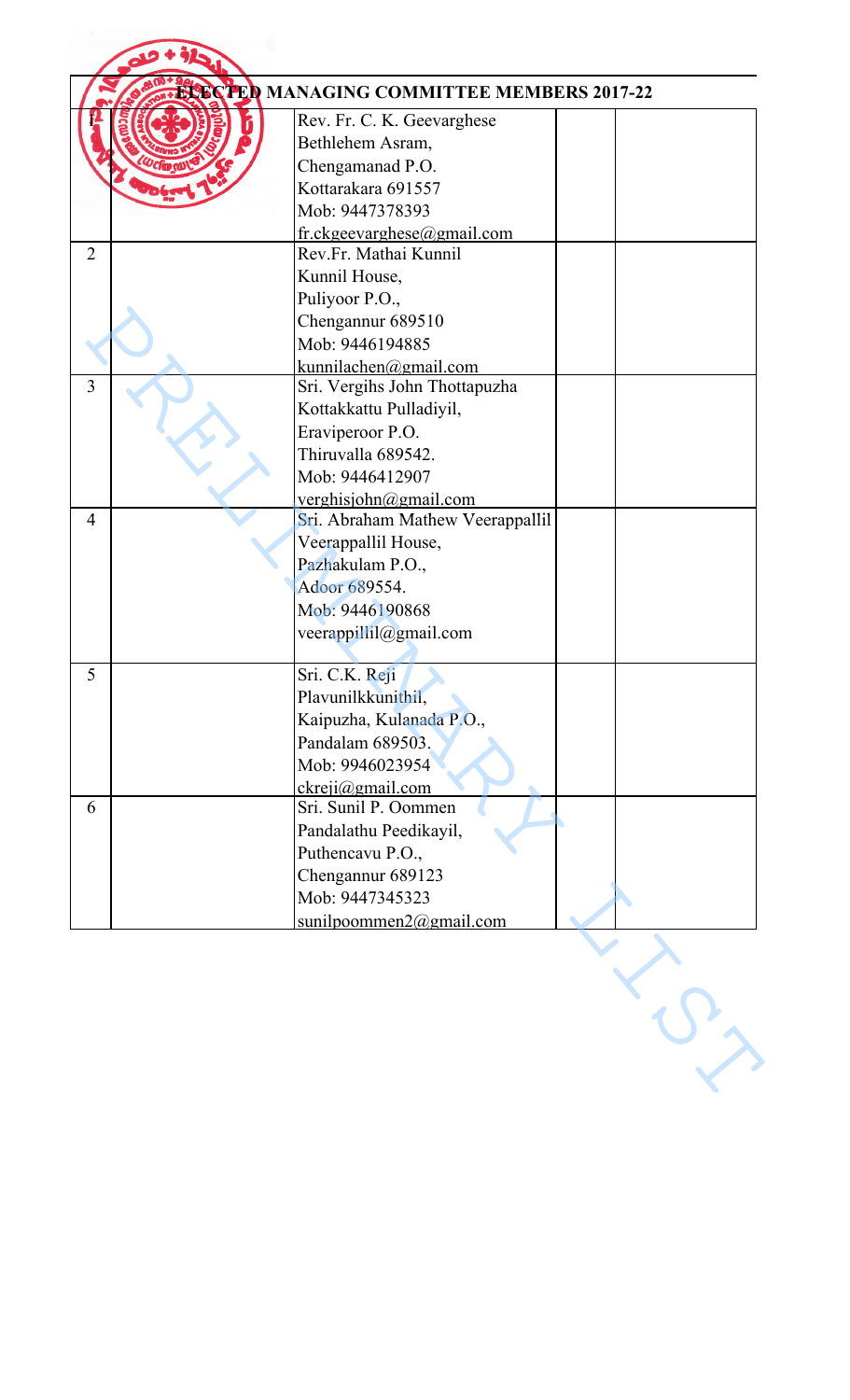## ELECTED MANAGING COMMITTEE MEMBERS 2017-22

| | | | | |
|---|---|---|---|---|
| 1 | | Rev. Fr. C. K. Geevarghese<br>Bethlehem Asram,<br>Chengamanad P.O.<br>Kottarakara 691557<br>Mob: 9447378393<br>fr.ckgeevarghese@gmail.com | | |
| 2 | | Rev.Fr. Mathai Kunnil<br>Kunnil House,<br>Puliyoor P.O.,<br>Chengannur 689510<br>Mob: 9446194885<br>kunnilachen@gmail.com | | |
| 3 | | Sri. Vergihs John Thottapuzha<br>Kottakkattu Pulladiyil,<br>Eraviperoor P.O.<br>Thiruvalla 689542.<br>Mob: 9446412907<br>verghisjohn@gmail.com | | |
| 4 | | Sri. Abraham Mathew Veerappallil<br>Veerappallil House,<br>Pazhakulam P.O.,<br>Adoor 689554.<br>Mob: 9446190868<br>veerappillil@gmail.com | | |
| 5 | | Sri. C.K. Reji<br>Plavunilkkunithil,<br>Kaipuzha, Kulanada P.O.,<br>Pandalam 689503.<br>Mob: 9946023954<br>ckreji@gmail.com | | |
| 6 | | Sri. Sunil P. Oommen<br>Pandalathu Peedikayil,<br>Puthencavu P.O.,<br>Chengannur 689123<br>Mob: 9447345323<br>sunilpoommen2@gmail.com | | |